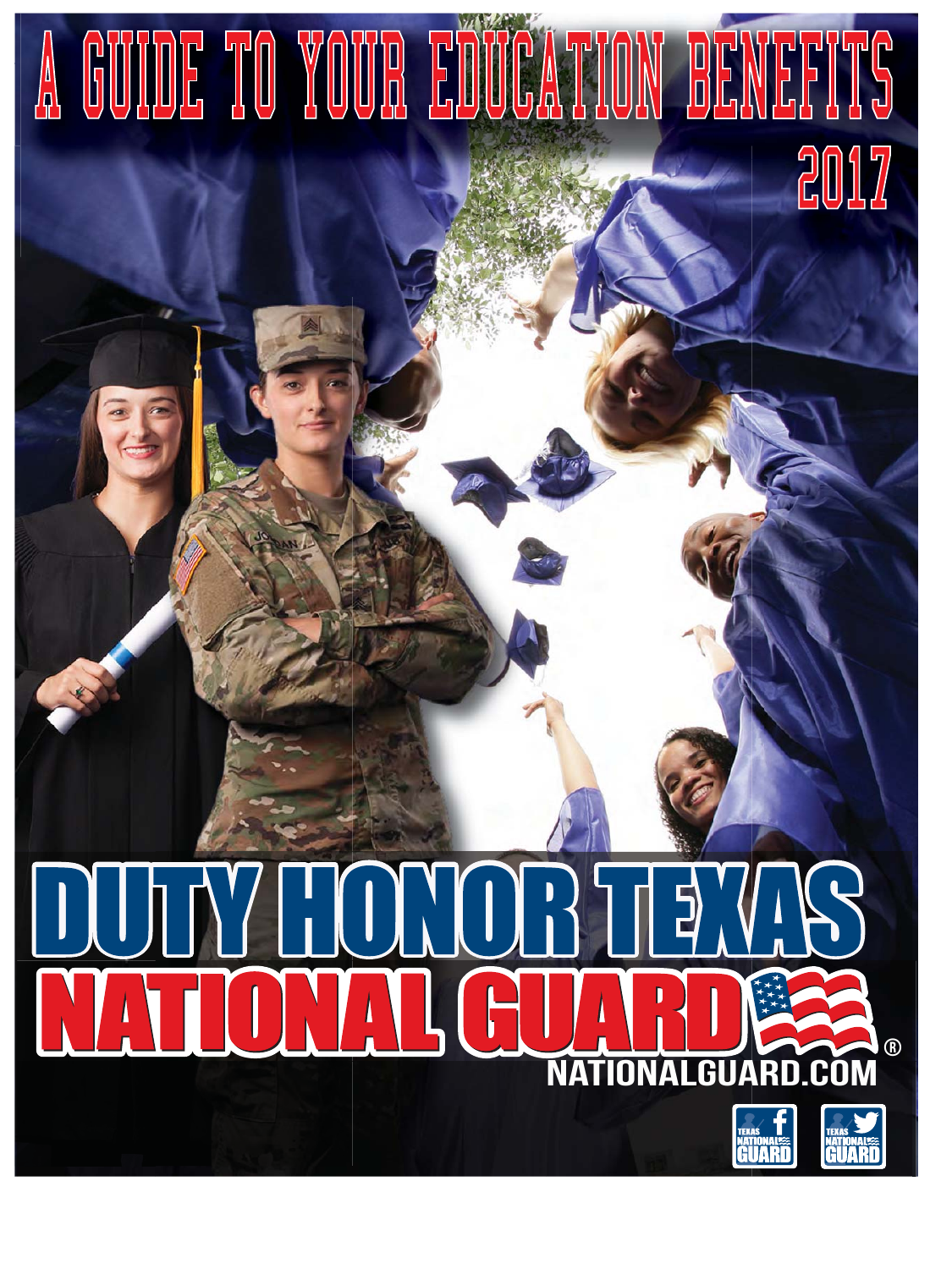# A GUIDE TO YOUR EDUCATION BENEFITS

2017

# DUTY HONOR TEXAS

# NATIONAL GUARD

NATIONALGUARD.COM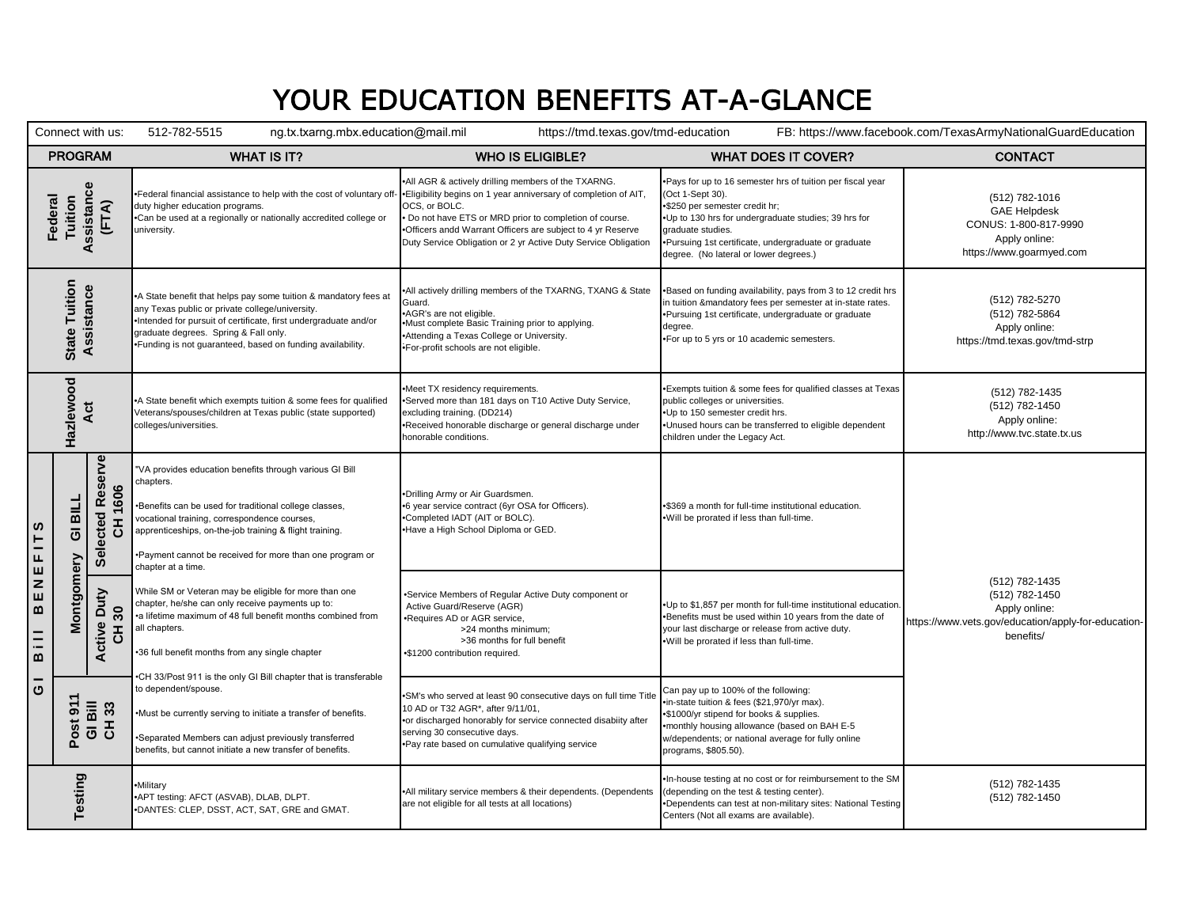# YOUR EDUCATION BENEFITS AT-A-GLANCE

Connect with us: 512-782-5515 ng.tx.txarng.mbx.education@mail.mil https://tmd.texas.gov/tmd-education FB: https://www.facebook.com/TexasArmyNationalGuardEducation

| PROGRAM | WHAT IS IT? | WHO IS ELIGIBLE? | WHAT DOES IT COVER? | CONTACT |
|---|---|---|---|---|
| Federal Tuition Assistance (FTA) | •Federal financial assistance to help with the cost of voluntary off-duty higher education programs.<br>•Can be used at a regionally or nationally accredited college or university. | •All AGR & actively drilling members of the TXARNG.<br>•Eligibility begins on 1 year anniversary of completion of AIT, OCS, or BOLC.<br>• Do not have ETS or MRD prior to completion of course.<br>•Officers andd Warrant Officers are subject to 4 yr Reserve Duty Service Obligation or 2 yr Active Duty Service Obligation | •Pays for up to 16 semester hrs of tuition per fiscal year (Oct 1-Sept 30).<br>•$250 per semester credit hr;<br>•Up to 130 hrs for undergraduate studies; 39 hrs for graduate studies.<br>•Pursuing 1st certificate, undergraduate or graduate degree. (No lateral or lower degrees.) | (512) 782-1016<br>GAE Helpdesk<br>CONUS: 1-800-817-9990<br>Apply online:<br>https://www.goarmyed.com |
| State Tuition Assistance | •A State benefit that helps pay some tuition & mandatory fees at any Texas public or private college/university.<br>•Intended for pursuit of certificate, first undergraduate and/or graduate degrees. Spring & Fall only.<br>•Funding is not guaranteed, based on funding availability. | •All actively drilling members of the TXARNG, TXANG & State Guard.<br>•AGR's are not eligible.<br>•Must complete Basic Training prior to applying.<br>•Attending a Texas College or University.<br>•For-profit schools are not eligible. | •Based on funding availability, pays from 3 to 12 credit hrs in tuition &mandatory fees per semester at in-state rates.<br>•Pursuing 1st certificate, undergraduate or graduate degree.<br>•For up to 5 yrs or 10 academic semesters. | (512) 782-5270<br>(512) 782-5864<br>Apply online:<br>https://tmd.texas.gov/tmd-strp |
| Hazlewood Act | •A State benefit which exempts tuition & some fees for qualified Veterans/spouses/children at Texas public (state supported) colleges/universities. | •Meet TX residency requirements.<br>•Served more than 181 days on T10 Active Duty Service, excluding training. (DD214)<br>•Received honorable discharge or general discharge under honorable conditions. | •Exempts tuition & some fees for qualified classes at Texas public colleges or universities.<br>•Up to 150 semester credit hrs.<br>•Unused hours can be transferred to eligible dependent children under the Legacy Act. | (512) 782-1435<br>(512) 782-1450<br>Apply online:<br>http://www.tvc.state.tx.us |
| GI Bill Benefits – Montgomery GI Bill – Selected Reserve CH 1606 | "VA provides education benefits through various GI Bill chapters.<br>•Benefits can be used for traditional college classes, vocational training, correspondence courses, apprenticeships, on-the-job training & flight training.<br>•Payment cannot be received for more than one program or chapter at a time.<br>While SM or Veteran may be eligible for more than one chapter, he/she can only receive payments up to:<br>•a lifetime maximum of 48 full benefit months combined from all chapters.<br>•36 full benefit months from any single chapter<br>•CH 33/Post 911 is the only GI Bill chapter that is transferable to dependent/spouse.<br>•Must be currently serving to initiate a transfer of benefits.<br>•Separated Members can adjust previously transferred benefits, but cannot initiate a new transfer of benefits. | •Drilling Army or Air Guardsmen.<br>•6 year service contract (6yr OSA for Officers).<br>•Completed IADT (AIT or BOLC).<br>•Have a High School Diploma or GED. | •$369 a month for full-time institutional education.<br>•Will be prorated if less than full-time. | (512) 782-1435<br>(512) 782-1450<br>Apply online:<br>https://www.vets.gov/education/apply-for-education-benefits/ |
| GI Bill Benefits – Montgomery GI Bill – Active Duty CH 30 | | •Service Members of Regular Active Duty component or Active Guard/Reserve (AGR)<br>•Requires AD or AGR service,<br>>24 months minimum;<br>>36 months for full benefit<br>•$1200 contribution required. | •Up to $1,857 per month for full-time institutional education.<br>•Benefits must be used within 10 years from the date of your last discharge or release from active duty.<br>•Will be prorated if less than full-time. | |
| GI Bill Benefits – Post 911 GI Bill CH 33 | | •SM's who served at least 90 consecutive days on full time Title 10 AD or T32 AGR*, after 9/11/01,<br>•or discharged honorably for service connected disabiity after serving 30 consecutive days.<br>•Pay rate based on cumulative qualifying service | Can pay up to 100% of the following:<br>•in-state tuition & fees ($21,970/yr max).<br>•$1000/yr stipend for books & supplies.<br>•monthly housing allowance (based on BAH E-5 w/dependents; or national average for fully online programs, $805.50). | |
| Testing | •Military<br>•APT testing: AFCT (ASVAB), DLAB, DLPT.<br>•DANTES: CLEP, DSST, ACT, SAT, GRE and GMAT. | •All military service members & their dependents. (Dependents are not eligible for all tests at all locations) | •In-house testing at no cost or for reimbursement to the SM (depending on the test & testing center).<br>•Dependents can test at non-military sites: National Testing Centers (Not all exams are available). | (512) 782-1435<br>(512) 782-1450 |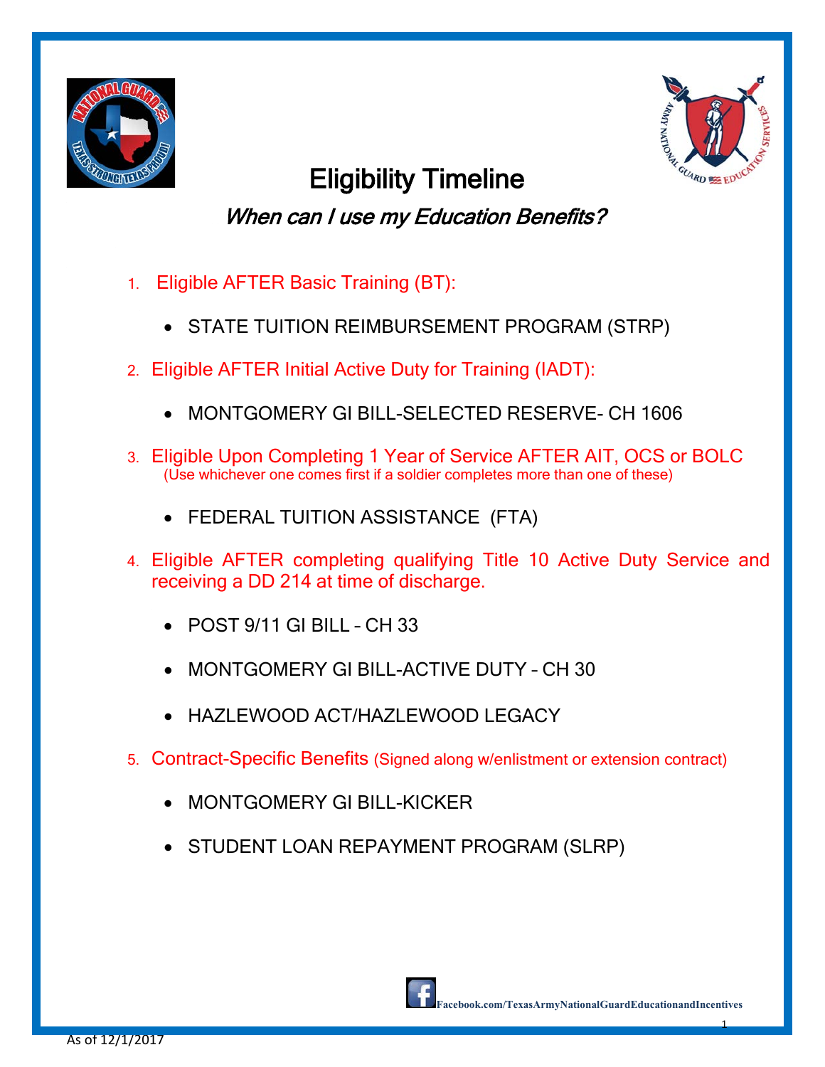# Eligibility Timeline

## *When can I use my Education Benefits?*

1. Eligible AFTER Basic Training (BT):
   - STATE TUITION REIMBURSEMENT PROGRAM (STRP)

2. Eligible AFTER Initial Active Duty for Training (IADT):
   - MONTGOMERY GI BILL-SELECTED RESERVE- CH 1606

3. Eligible Upon Completing 1 Year of Service AFTER AIT, OCS or BOLC (Use whichever one comes first if a soldier completes more than one of these)
   - FEDERAL TUITION ASSISTANCE (FTA)

4. Eligible AFTER completing qualifying Title 10 Active Duty Service and receiving a DD 214 at time of discharge.
   - POST 9/11 GI BILL – CH 33
   - MONTGOMERY GI BILL-ACTIVE DUTY – CH 30
   - HAZLEWOOD ACT/HAZLEWOOD LEGACY

5. Contract-Specific Benefits (Signed along w/enlistment or extension contract)
   - MONTGOMERY GI BILL-KICKER
   - STUDENT LOAN REPAYMENT PROGRAM (SLRP)

**Facebook.com/TexasArmyNationalGuardEducationandIncentives**

As of 12/1/2017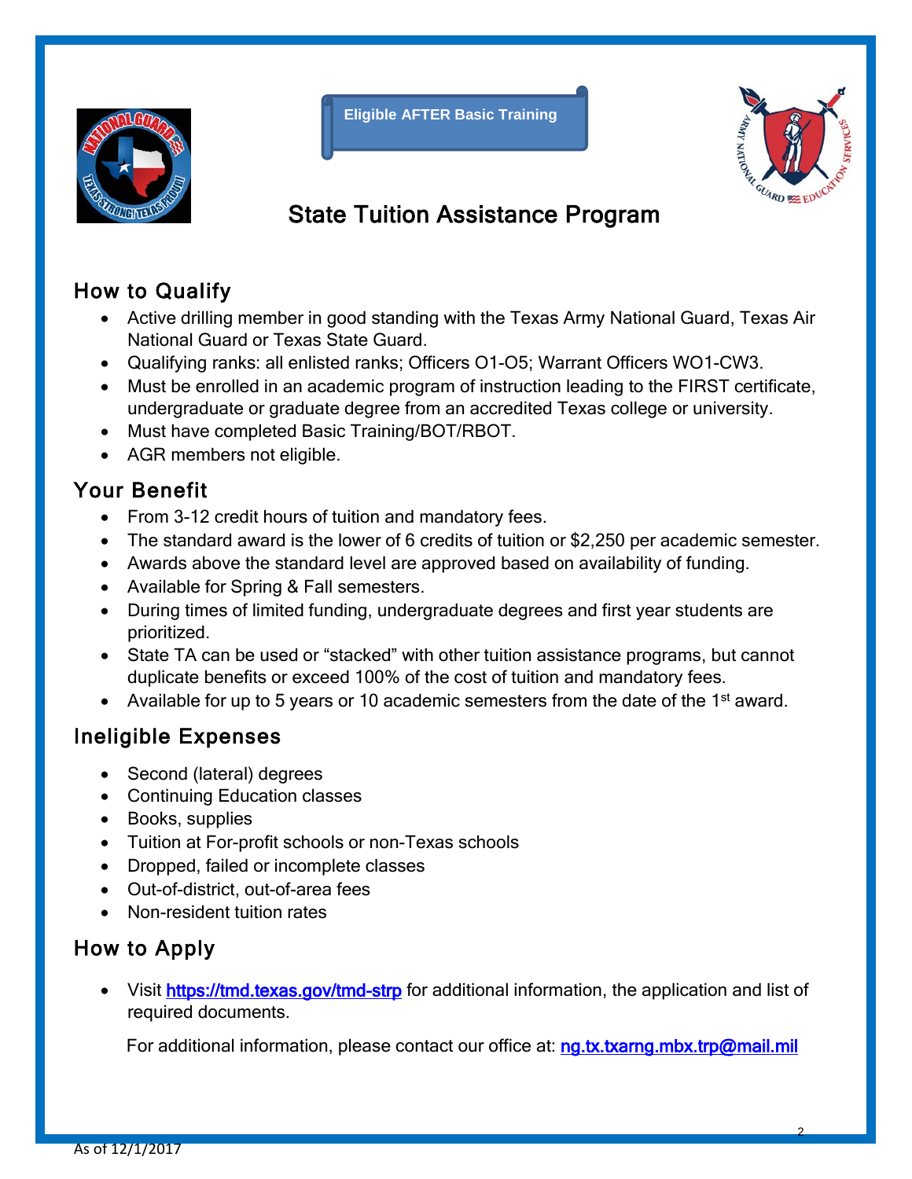Eligible AFTER Basic Training

# State Tuition Assistance Program

## How to Qualify

- Active drilling member in good standing with the Texas Army National Guard, Texas Air National Guard or Texas State Guard.
- Qualifying ranks: all enlisted ranks; Officers O1-O5; Warrant Officers WO1-CW3.
- Must be enrolled in an academic program of instruction leading to the FIRST certificate, undergraduate or graduate degree from an accredited Texas college or university.
- Must have completed Basic Training/BOT/RBOT.
- AGR members not eligible.

## Your Benefit

- From 3-12 credit hours of tuition and mandatory fees.
- The standard award is the lower of 6 credits of tuition or $2,250 per academic semester.
- Awards above the standard level are approved based on availability of funding.
- Available for Spring & Fall semesters.
- During times of limited funding, undergraduate degrees and first year students are prioritized.
- State TA can be used or "stacked" with other tuition assistance programs, but cannot duplicate benefits or exceed 100% of the cost of tuition and mandatory fees.
- Available for up to 5 years or 10 academic semesters from the date of the 1st award.

## Ineligible Expenses

- Second (lateral) degrees
- Continuing Education classes
- Books, supplies
- Tuition at For-profit schools or non-Texas schools
- Dropped, failed or incomplete classes
- Out-of-district, out-of-area fees
- Non-resident tuition rates

## How to Apply

- Visit https://tmd.texas.gov/tmd-strp for additional information, the application and list of required documents.

For additional information, please contact our office at: ng.tx.txarng.mbx.trp@mail.mil

As of 12/1/2017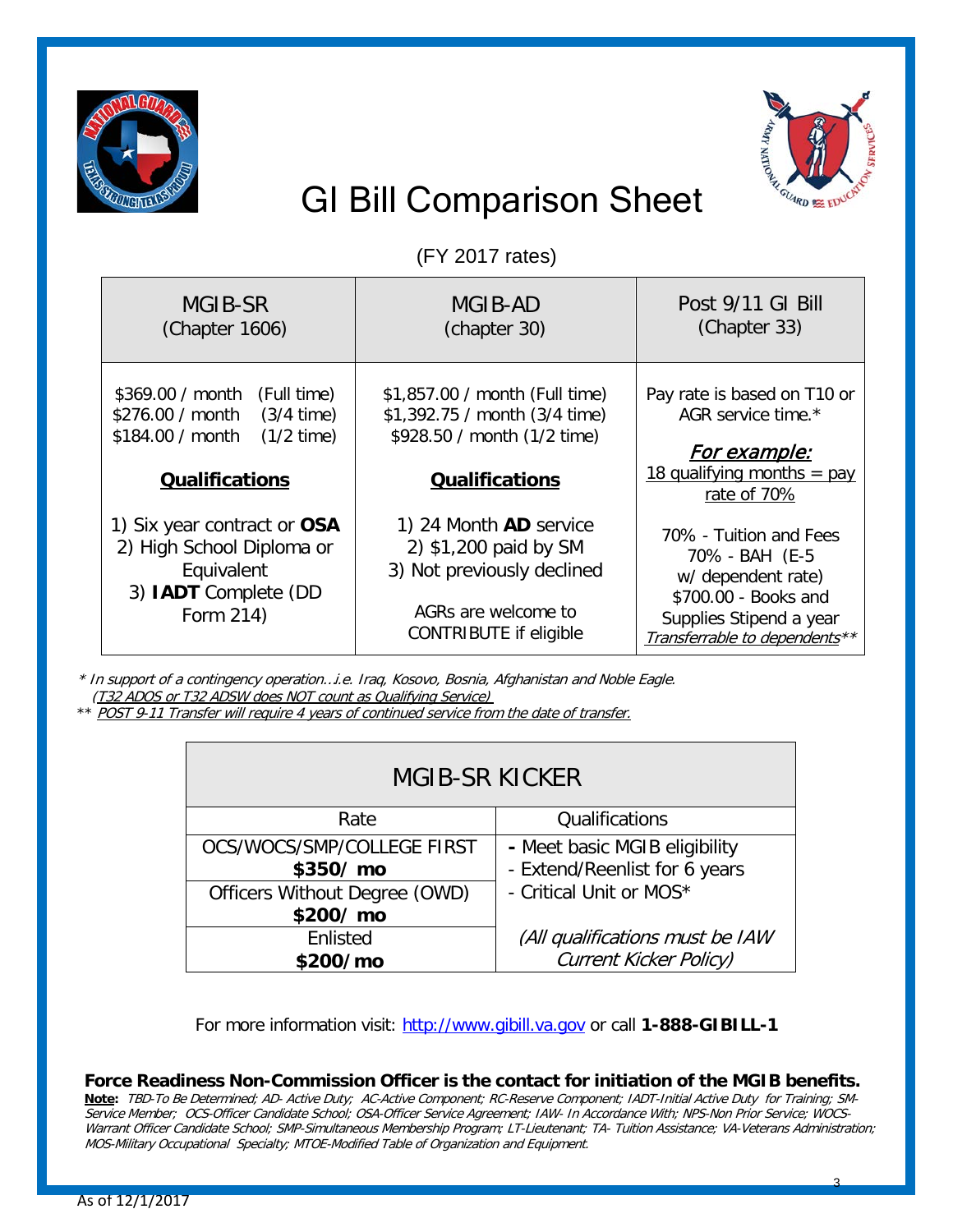# GI Bill Comparison Sheet

(FY 2017 rates)

| MGIB-SR (Chapter 1606) | MGIB-AD (chapter 30) | Post 9/11 GI Bill (Chapter 33) |
|---|---|---|
| $369.00 / month (Full time)<br>$276.00 / month (3/4 time)<br>$184.00 / month (1/2 time)<br><br>**Qualifications**<br><br>1) Six year contract or **OSA**<br>2) High School Diploma or Equivalent<br>3) **IADT** Complete (DD Form 214) | $1,857.00 / month (Full time)<br>$1,392.75 / month (3/4 time)<br>$928.50 / month (1/2 time)<br><br>**Qualifications**<br><br>1) 24 Month **AD** service<br>2) $1,200 paid by SM<br>3) Not previously declined<br><br>AGRs are welcome to CONTRIBUTE if eligible | Pay rate is based on T10 or AGR service time.*<br><br>*For example:*<br>18 qualifying months = pay rate of 70%<br><br>70% - Tuition and Fees<br>70% - BAH (E-5 w/ dependent rate)<br>$700.00 - Books and Supplies Stipend a year<br>*Transferrable to dependents***|

*\* In support of a contingency operation…i.e. Iraq, Kosovo, Bosnia, Afghanistan and Noble Eagle. (T32 ADOS or T32 ADSW does NOT count as Qualifying Service)*

*\*\* POST 9-11 Transfer will require 4 years of continued service from the date of transfer.*

| MGIB-SR KICKER | |
|---|---|
| Rate | Qualifications |
| OCS/WOCS/SMP/COLLEGE FIRST **$350/ mo** | - Meet basic MGIB eligibility<br>- Extend/Reenlist for 6 years<br>- Critical Unit or MOS*<br><br>*(All qualifications must be IAW Current Kicker Policy)* |
| Officers Without Degree (OWD) **$200/ mo** | |
| Enlisted **$200/mo** | |

For more information visit: http://www.gibill.va.gov or call **1-888-GIBILL-1**

**Force Readiness Non-Commission Officer is the contact for initiation of the MGIB benefits.**

**Note:** *TBD-To Be Determined; AD- Active Duty; AC-Active Component; RC-Reserve Component; IADT-Initial Active Duty for Training; SM-Service Member; OCS-Officer Candidate School; OSA-Officer Service Agreement; IAW- In Accordance With; NPS-Non Prior Service; WOCS-Warrant Officer Candidate School; SMP-Simultaneous Membership Program; LT-Lieutenant; TA- Tuition Assistance; VA-Veterans Administration; MOS-Military Occupational Specialty; MTOE-Modified Table of Organization and Equipment.*

As of 12/1/2017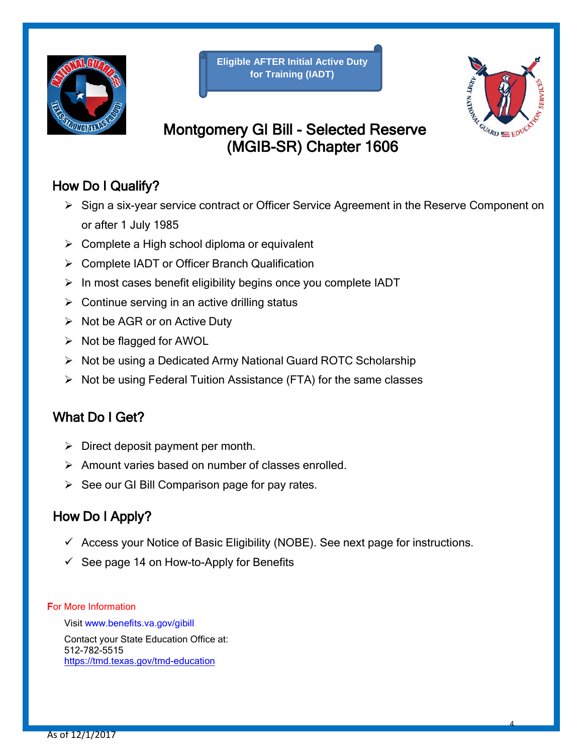Eligible AFTER Initial Active Duty for Training (IADT)

# Montgomery GI Bill - Selected Reserve (MGIB-SR) Chapter 1606

## How Do I Qualify?

- Sign a six-year service contract or Officer Service Agreement in the Reserve Component on or after 1 July 1985
- Complete a High school diploma or equivalent
- Complete IADT or Officer Branch Qualification
- In most cases benefit eligibility begins once you complete IADT
- Continue serving in an active drilling status
- Not be AGR or on Active Duty
- Not be flagged for AWOL
- Not be using a Dedicated Army National Guard ROTC Scholarship
- Not be using Federal Tuition Assistance (FTA) for the same classes

## What Do I Get?

- Direct deposit payment per month.
- Amount varies based on number of classes enrolled.
- See our GI Bill Comparison page for pay rates.

## How Do I Apply?

- ✓ Access your Notice of Basic Eligibility (NOBE). See next page for instructions.
- ✓ See page 14 on How-to-Apply for Benefits

For More Information

Visit www.benefits.va.gov/gibill

Contact your State Education Office at:
512-782-5515
https://tmd.texas.gov/tmd-education

As of 12/1/2017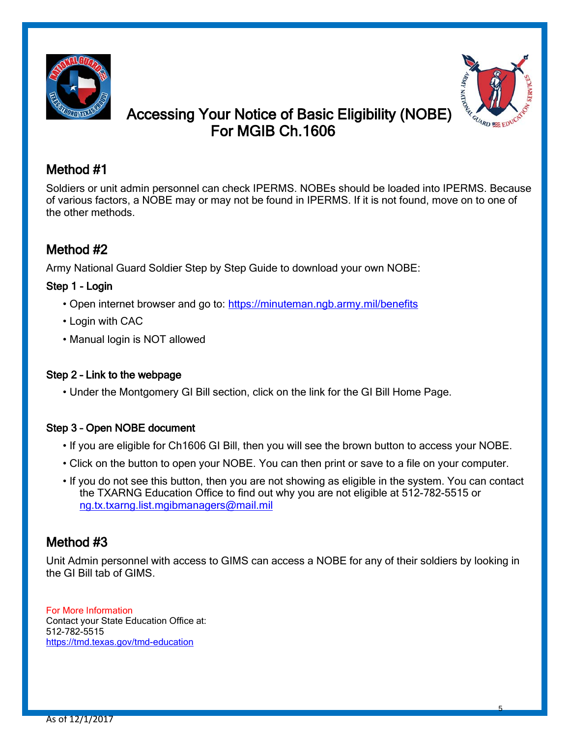# Accessing Your Notice of Basic Eligibility (NOBE) For MGIB Ch.1606

## Method #1

Soldiers or unit admin personnel can check IPERMS. NOBEs should be loaded into IPERMS. Because of various factors, a NOBE may or may not be found in IPERMS. If it is not found, move on to one of the other methods.

## Method #2

Army National Guard Soldier Step by Step Guide to download your own NOBE:

### Step 1 – Login

- Open internet browser and go to: https://minuteman.ngb.army.mil/benefits
- Login with CAC
- Manual login is NOT allowed

### Step 2 – Link to the webpage

- Under the Montgomery GI Bill section, click on the link for the GI Bill Home Page.

### Step 3 – Open NOBE document

- If you are eligible for Ch1606 GI Bill, then you will see the brown button to access your NOBE.
- Click on the button to open your NOBE. You can then print or save to a file on your computer.
- If you do not see this button, then you are not showing as eligible in the system. You can contact the TXARNG Education Office to find out why you are not eligible at 512-782-5515 or ng.tx.txarng.list.mgibmanagers@mail.mil

## Method #3

Unit Admin personnel with access to GIMS can access a NOBE for any of their soldiers by looking in the GI Bill tab of GIMS.

For More Information
Contact your State Education Office at:
512-782-5515
https://tmd.texas.gov/tmd-education

As of 12/1/2017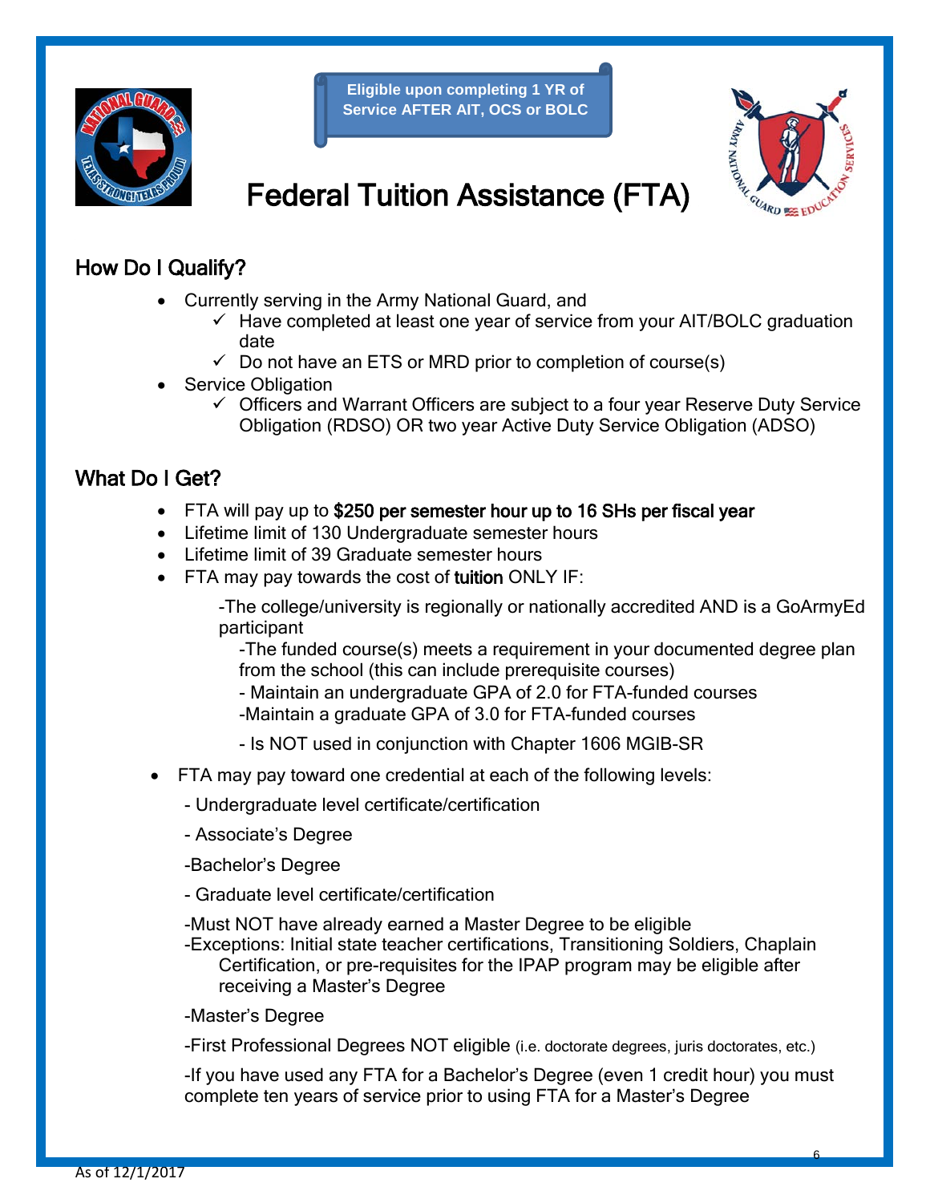**Eligible upon completing 1 YR of Service AFTER AIT, OCS or BOLC**

# Federal Tuition Assistance (FTA)

## How Do I Qualify?

- Currently serving in the Army National Guard, and
  - ✓ Have completed at least one year of service from your AIT/BOLC graduation date
  - ✓ Do not have an ETS or MRD prior to completion of course(s)
- Service Obligation
  - ✓ Officers and Warrant Officers are subject to a four year Reserve Duty Service Obligation (RDSO) OR two year Active Duty Service Obligation (ADSO)

## What Do I Get?

- FTA will pay up to **$250 per semester hour up to 16 SHs per fiscal year**
- Lifetime limit of 130 Undergraduate semester hours
- Lifetime limit of 39 Graduate semester hours
- FTA may pay towards the cost of **tuition** ONLY IF:

  -The college/university is regionally or nationally accredited AND is a GoArmyEd participant

  -The funded course(s) meets a requirement in your documented degree plan from the school (this can include prerequisite courses)

  - Maintain an undergraduate GPA of 2.0 for FTA-funded courses

  -Maintain a graduate GPA of 3.0 for FTA-funded courses

  - Is NOT used in conjunction with Chapter 1606 MGIB-SR

- FTA may pay toward one credential at each of the following levels:

  - Undergraduate level certificate/certification

  - Associate's Degree

  -Bachelor's Degree

  - Graduate level certificate/certification

  -Must NOT have already earned a Master Degree to be eligible

  -Exceptions: Initial state teacher certifications, Transitioning Soldiers, Chaplain Certification, or pre-requisites for the IPAP program may be eligible after receiving a Master's Degree

  -Master's Degree

  -First Professional Degrees NOT eligible (i.e. doctorate degrees, juris doctorates, etc.)

  -If you have used any FTA for a Bachelor's Degree (even 1 credit hour) you must complete ten years of service prior to using FTA for a Master's Degree

As of 12/1/2017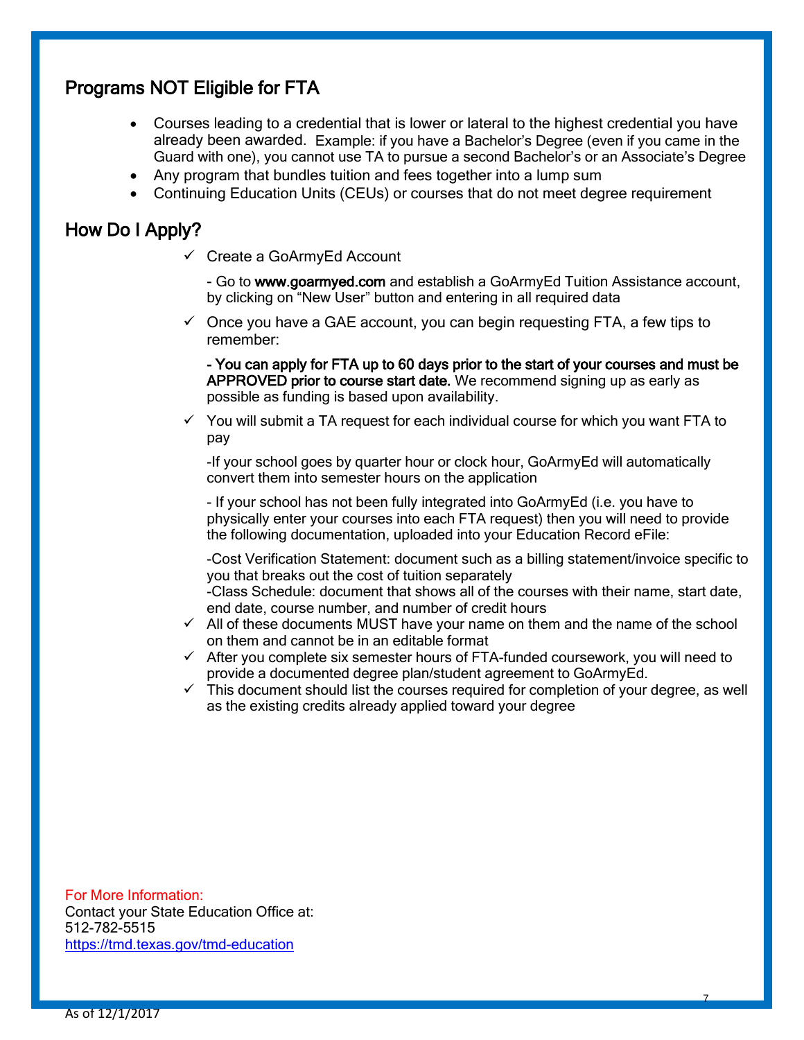## Programs NOT Eligible for FTA

- Courses leading to a credential that is lower or lateral to the highest credential you have already been awarded. Example: if you have a Bachelor's Degree (even if you came in the Guard with one), you cannot use TA to pursue a second Bachelor's or an Associate's Degree
- Any program that bundles tuition and fees together into a lump sum
- Continuing Education Units (CEUs) or courses that do not meet degree requirement

## How Do I Apply?

- ✓ Create a GoArmyEd Account

  - Go to **www.goarmyed.com** and establish a GoArmyEd Tuition Assistance account, by clicking on "New User" button and entering in all required data

- ✓ Once you have a GAE account, you can begin requesting FTA, a few tips to remember:

  **- You can apply for FTA up to 60 days prior to the start of your courses and must be APPROVED prior to course start date.** We recommend signing up as early as possible as funding is based upon availability.

- ✓ You will submit a TA request for each individual course for which you want FTA to pay

  -If your school goes by quarter hour or clock hour, GoArmyEd will automatically convert them into semester hours on the application

  - If your school has not been fully integrated into GoArmyEd (i.e. you have to physically enter your courses into each FTA request) then you will need to provide the following documentation, uploaded into your Education Record eFile:

  -Cost Verification Statement: document such as a billing statement/invoice specific to you that breaks out the cost of tuition separately
  -Class Schedule: document that shows all of the courses with their name, start date, end date, course number, and number of credit hours

- ✓ All of these documents MUST have your name on them and the name of the school on them and cannot be in an editable format
- ✓ After you complete six semester hours of FTA-funded coursework, you will need to provide a documented degree plan/student agreement to GoArmyEd.
- ✓ This document should list the courses required for completion of your degree, as well as the existing credits already applied toward your degree

For More Information:
Contact your State Education Office at:
512-782-5515
https://tmd.texas.gov/tmd-education

As of 12/1/2017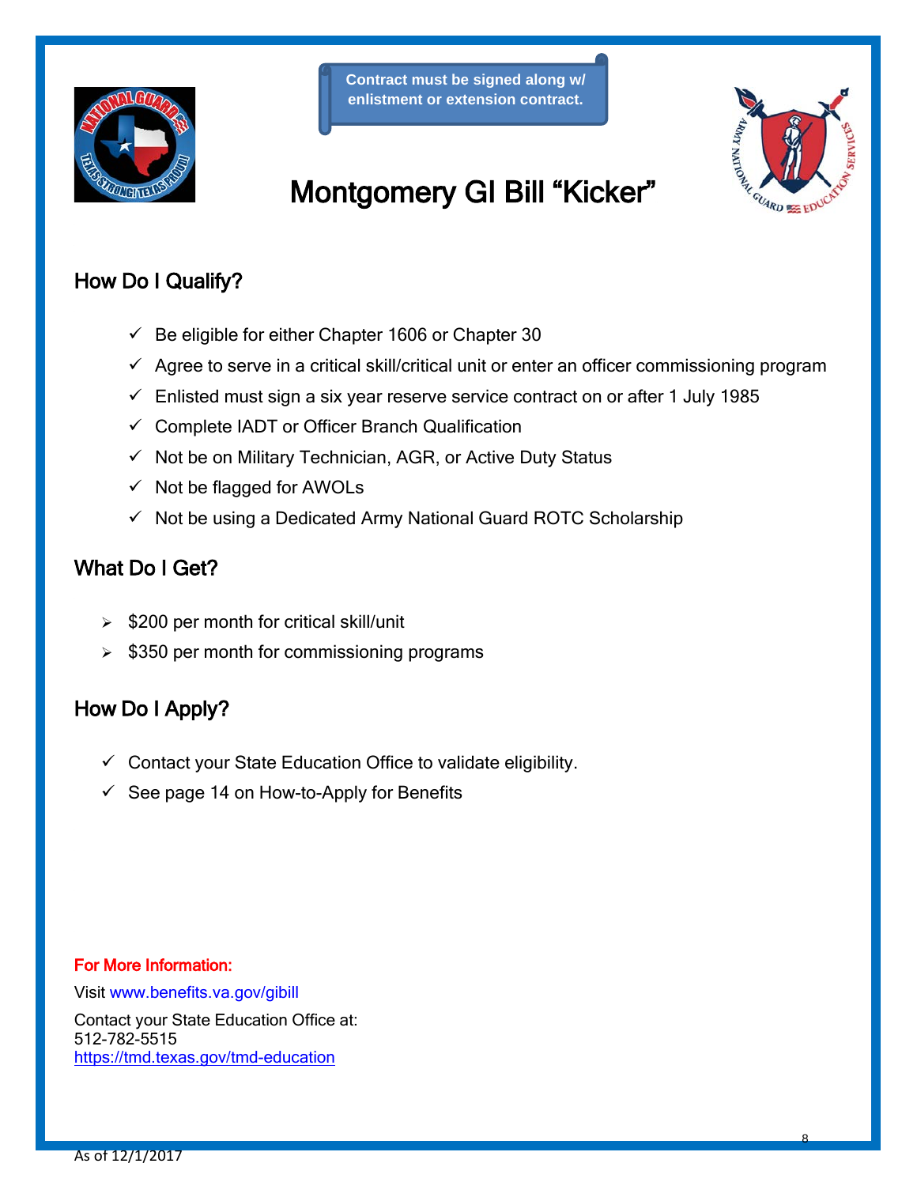Contract must be signed along w/ enlistment or extension contract.

# Montgomery GI Bill “Kicker”

## How Do I Qualify?

- ✓ Be eligible for either Chapter 1606 or Chapter 30
- ✓ Agree to serve in a critical skill/critical unit or enter an officer commissioning program
- ✓ Enlisted must sign a six year reserve service contract on or after 1 July 1985
- ✓ Complete IADT or Officer Branch Qualification
- ✓ Not be on Military Technician, AGR, or Active Duty Status
- ✓ Not be flagged for AWOLs
- ✓ Not be using a Dedicated Army National Guard ROTC Scholarship

## What Do I Get?

- $200 per month for critical skill/unit
- $350 per month for commissioning programs

## How Do I Apply?

- ✓ Contact your State Education Office to validate eligibility.
- ✓ See page 14 on How-to-Apply for Benefits

**For More Information:**

Visit www.benefits.va.gov/gibill

Contact your State Education Office at:
512-782-5515
https://tmd.texas.gov/tmd-education

As of 12/1/2017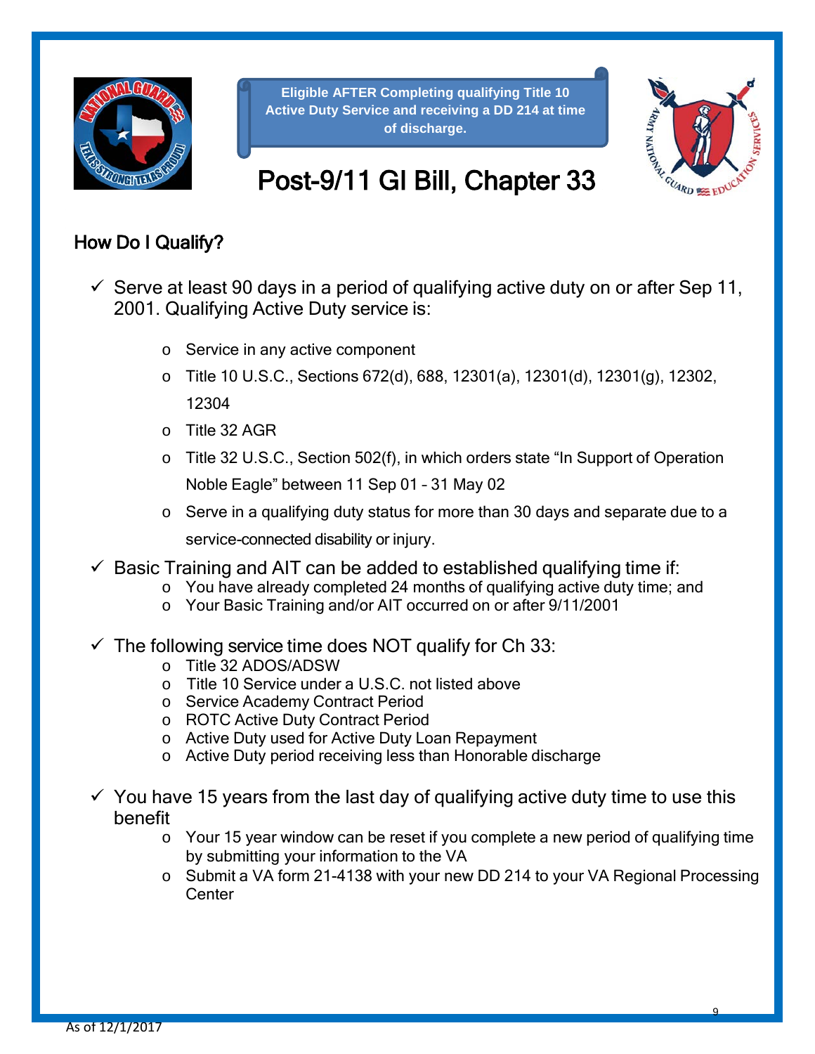**Eligible AFTER Completing qualifying Title 10 Active Duty Service and receiving a DD 214 at time of discharge.**

# Post-9/11 GI Bill, Chapter 33

## How Do I Qualify?

- ✓ Serve at least 90 days in a period of qualifying active duty on or after Sep 11, 2001. Qualifying Active Duty service is:
  - Service in any active component
  - Title 10 U.S.C., Sections 672(d), 688, 12301(a), 12301(d), 12301(g), 12302, 12304
  - Title 32 AGR
  - Title 32 U.S.C., Section 502(f), in which orders state "In Support of Operation Noble Eagle" between 11 Sep 01 – 31 May 02
  - Serve in a qualifying duty status for more than 30 days and separate due to a service-connected disability or injury.
- ✓ Basic Training and AIT can be added to established qualifying time if:
  - You have already completed 24 months of qualifying active duty time; and
  - Your Basic Training and/or AIT occurred on or after 9/11/2001
- ✓ The following service time does NOT qualify for Ch 33:
  - Title 32 ADOS/ADSW
  - Title 10 Service under a U.S.C. not listed above
  - Service Academy Contract Period
  - ROTC Active Duty Contract Period
  - Active Duty used for Active Duty Loan Repayment
  - Active Duty period receiving less than Honorable discharge
- ✓ You have 15 years from the last day of qualifying active duty time to use this benefit
  - Your 15 year window can be reset if you complete a new period of qualifying time by submitting your information to the VA
  - Submit a VA form 21-4138 with your new DD 214 to your VA Regional Processing Center

As of 12/1/2017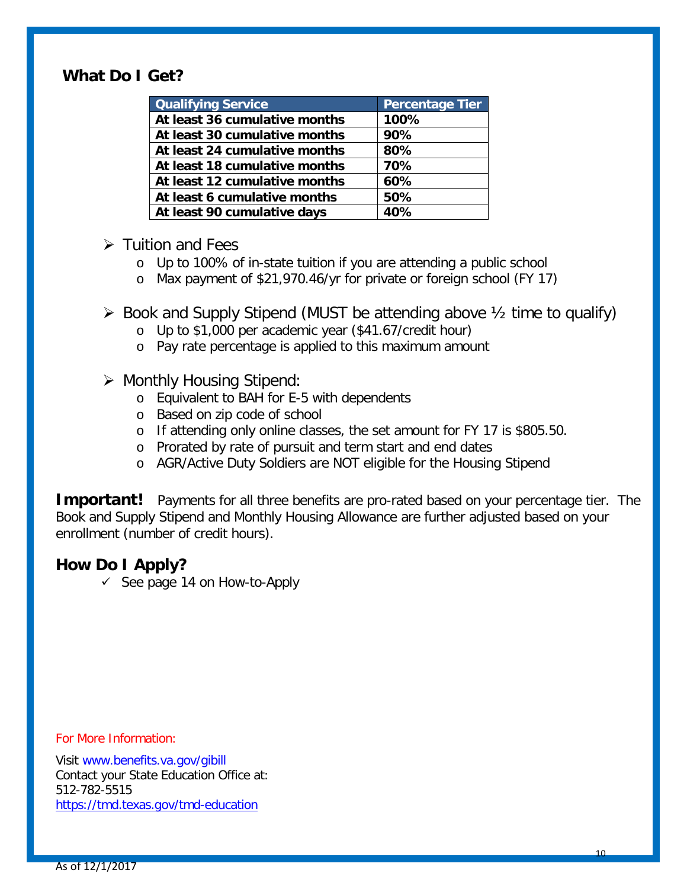## What Do I Get?

| Qualifying Service | Percentage Tier |
|---|---|
| **At least 36 cumulative months** | **100%** |
| **At least 30 cumulative months** | **90%** |
| **At least 24 cumulative months** | **80%** |
| **At least 18 cumulative months** | **70%** |
| **At least 12 cumulative months** | **60%** |
| **At least 6 cumulative months** | **50%** |
| **At least 90 cumulative days** | **40%** |

- Tuition and Fees
  - Up to 100% of in-state tuition if you are attending a public school
  - Max payment of $21,970.46/yr for private or foreign school (FY 17)

- Book and Supply Stipend (MUST be attending above ½ time to qualify)
  - Up to $1,000 per academic year ($41.67/credit hour)
  - Pay rate percentage is applied to this maximum amount

- Monthly Housing Stipend:
  - Equivalent to BAH for E-5 with dependents
  - Based on zip code of school
  - If attending only online classes, the set amount for FY 17 is $805.50.
  - Prorated by rate of pursuit and term start and end dates
  - AGR/Active Duty Soldiers are NOT eligible for the Housing Stipend

**Important!** Payments for all three benefits are pro-rated based on your percentage tier. The Book and Supply Stipend and Monthly Housing Allowance are further adjusted based on your enrollment (number of credit hours).

## How Do I Apply?

- ✓ See page 14 on How-to-Apply

For More Information:

Visit www.benefits.va.gov/gibill
Contact your State Education Office at:
512-782-5515
https://tmd.texas.gov/tmd-education

As of 12/1/2017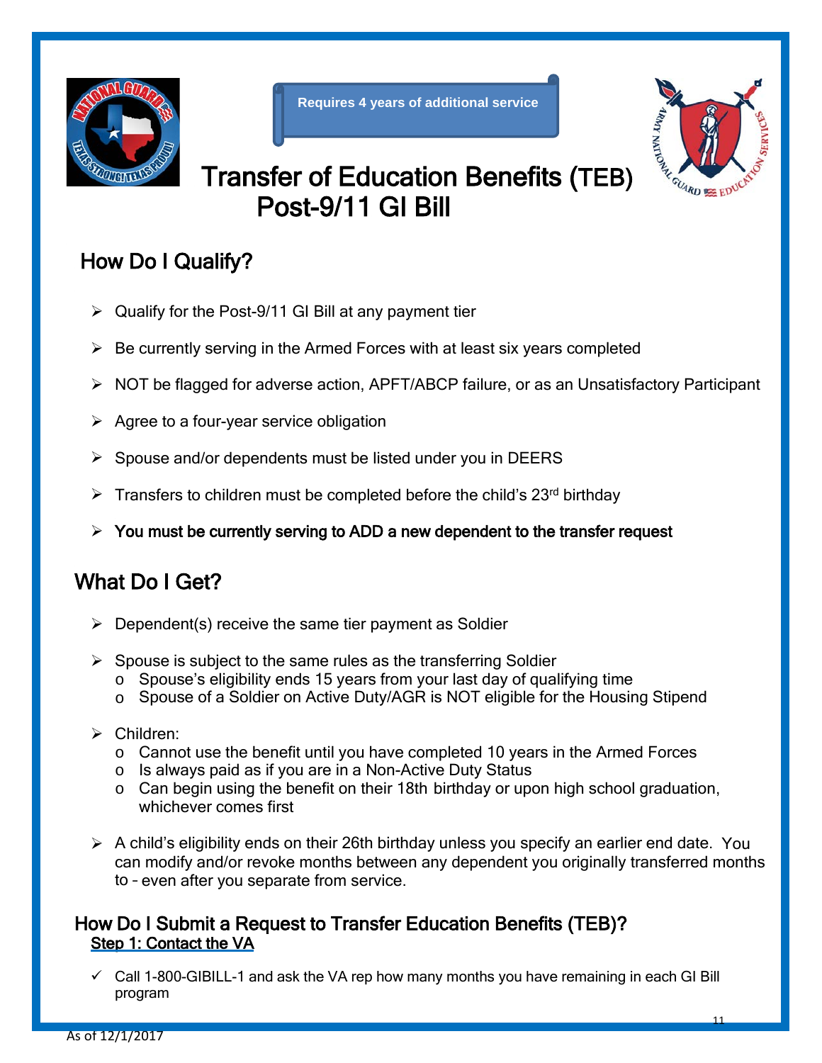Requires 4 years of additional service

# Transfer of Education Benefits (TEB) Post-9/11 GI Bill

## How Do I Qualify?

- Qualify for the Post-9/11 GI Bill at any payment tier
- Be currently serving in the Armed Forces with at least six years completed
- NOT be flagged for adverse action, APFT/ABCP failure, or as an Unsatisfactory Participant
- Agree to a four-year service obligation
- Spouse and/or dependents must be listed under you in DEERS
- Transfers to children must be completed before the child's 23rd birthday
- **You must be currently serving to ADD a new dependent to the transfer request**

## What Do I Get?

- Dependent(s) receive the same tier payment as Soldier
- Spouse is subject to the same rules as the transferring Soldier
  - Spouse's eligibility ends 15 years from your last day of qualifying time
  - Spouse of a Soldier on Active Duty/AGR is NOT eligible for the Housing Stipend
- Children:
  - Cannot use the benefit until you have completed 10 years in the Armed Forces
  - Is always paid as if you are in a Non-Active Duty Status
  - Can begin using the benefit on their 18th birthday or upon high school graduation, whichever comes first
- A child's eligibility ends on their 26th birthday unless you specify an earlier end date. You can modify and/or revoke months between any dependent you originally transferred months to – even after you separate from service.

## How Do I Submit a Request to Transfer Education Benefits (TEB)?

### Step 1: Contact the VA

- ✓ Call 1-800-GIBILL-1 and ask the VA rep how many months you have remaining in each GI Bill program

As of 12/1/2017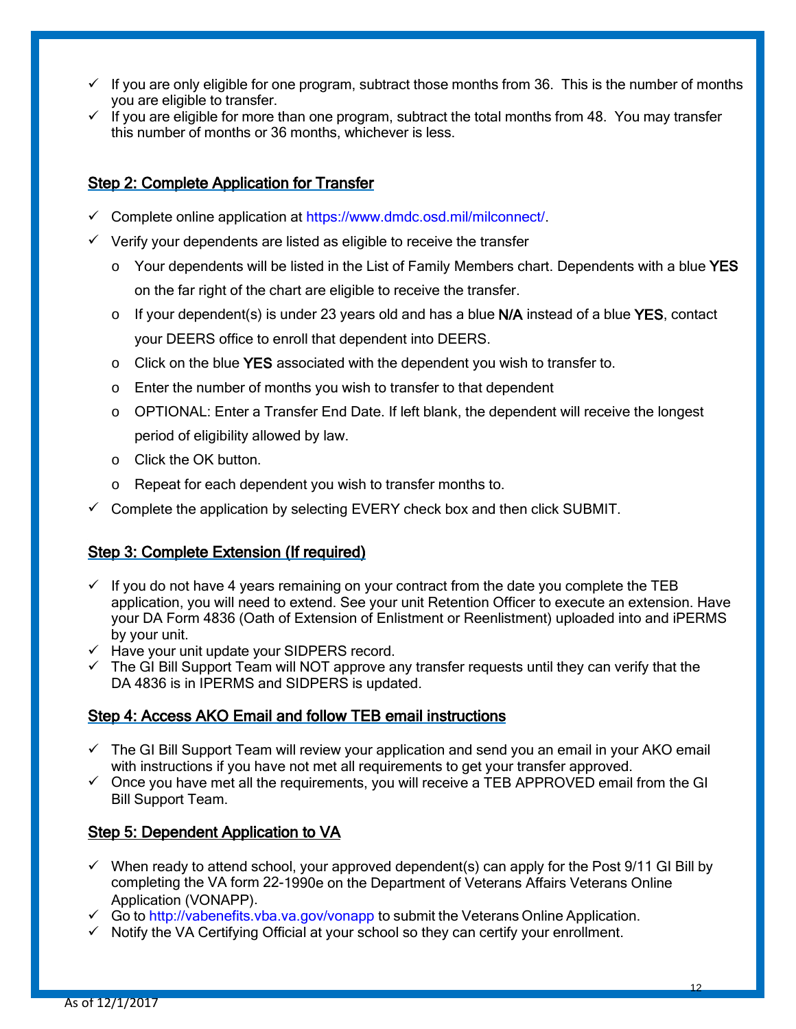- ✓ If you are only eligible for one program, subtract those months from 36. This is the number of months you are eligible to transfer.
- ✓ If you are eligible for more than one program, subtract the total months from 48. You may transfer this number of months or 36 months, whichever is less.

## Step 2: Complete Application for Transfer

- ✓ Complete online application at https://www.dmdc.osd.mil/milconnect/.
- ✓ Verify your dependents are listed as eligible to receive the transfer
  - o Your dependents will be listed in the List of Family Members chart. Dependents with a blue **YES** on the far right of the chart are eligible to receive the transfer.
  - o If your dependent(s) is under 23 years old and has a blue **N/A** instead of a blue **YES**, contact your DEERS office to enroll that dependent into DEERS.
  - o Click on the blue **YES** associated with the dependent you wish to transfer to.
  - o Enter the number of months you wish to transfer to that dependent
  - o OPTIONAL: Enter a Transfer End Date. If left blank, the dependent will receive the longest period of eligibility allowed by law.
  - o Click the OK button.
  - o Repeat for each dependent you wish to transfer months to.
- ✓ Complete the application by selecting EVERY check box and then click SUBMIT.

## Step 3: Complete Extension (If required)

- ✓ If you do not have 4 years remaining on your contract from the date you complete the TEB application, you will need to extend. See your unit Retention Officer to execute an extension. Have your DA Form 4836 (Oath of Extension of Enlistment or Reenlistment) uploaded into and iPERMS by your unit.
- ✓ Have your unit update your SIDPERS record.
- ✓ The GI Bill Support Team will NOT approve any transfer requests until they can verify that the DA 4836 is in IPERMS and SIDPERS is updated.

## Step 4: Access AKO Email and follow TEB email instructions

- ✓ The GI Bill Support Team will review your application and send you an email in your AKO email with instructions if you have not met all requirements to get your transfer approved.
- ✓ Once you have met all the requirements, you will receive a TEB APPROVED email from the GI Bill Support Team.

## Step 5: Dependent Application to VA

- ✓ When ready to attend school, your approved dependent(s) can apply for the Post 9/11 GI Bill by completing the VA form 22-1990e on the Department of Veterans Affairs Veterans Online Application (VONAPP).
- ✓ Go to http://vabenefits.vba.va.gov/vonapp to submit the Veterans Online Application.
- ✓ Notify the VA Certifying Official at your school so they can certify your enrollment.

As of 12/1/2017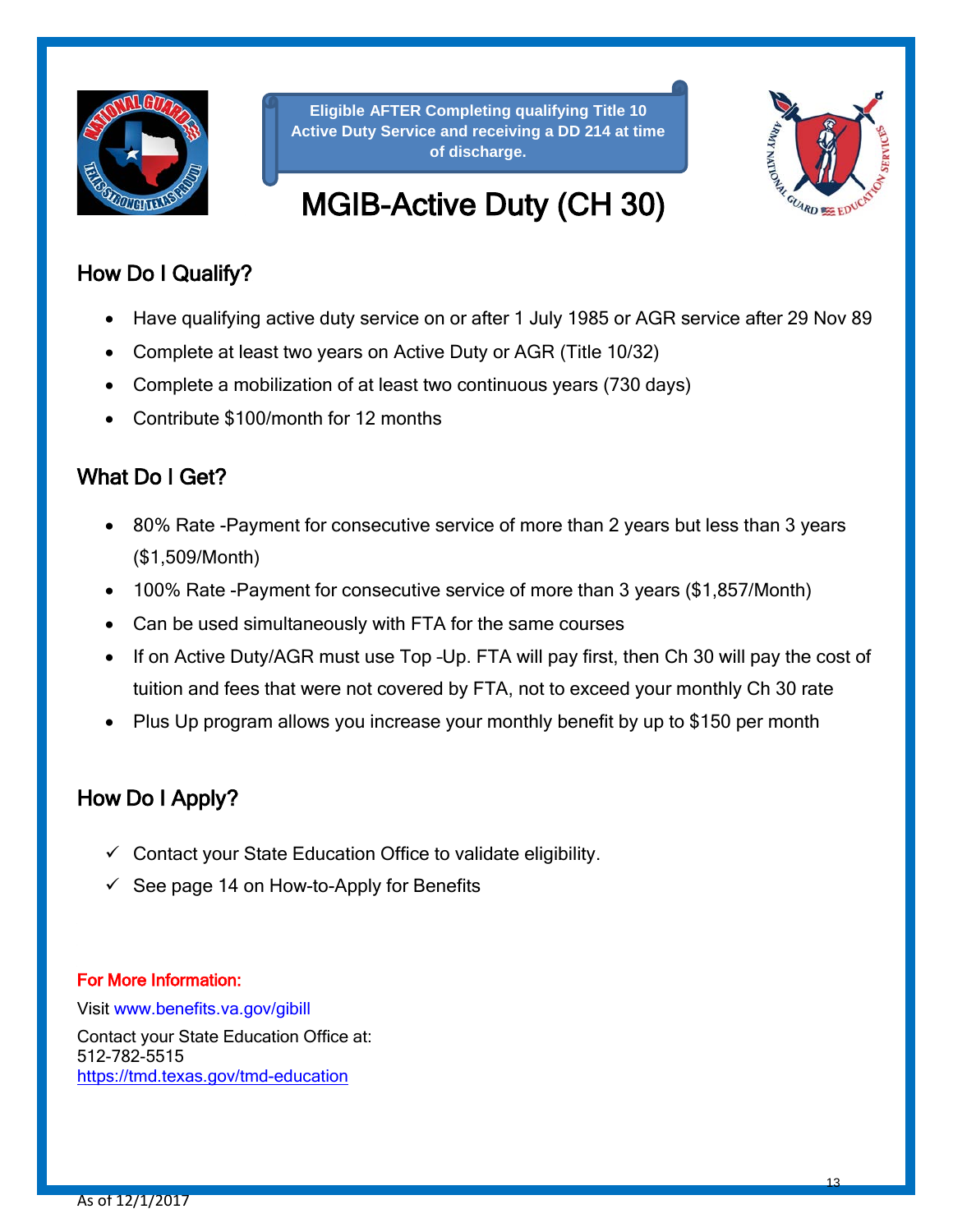**Eligible AFTER Completing qualifying Title 10 Active Duty Service and receiving a DD 214 at time of discharge.**

# MGIB-Active Duty (CH 30)

## How Do I Qualify?

- Have qualifying active duty service on or after 1 July 1985 or AGR service after 29 Nov 89
- Complete at least two years on Active Duty or AGR (Title 10/32)
- Complete a mobilization of at least two continuous years (730 days)
- Contribute $100/month for 12 months

## What Do I Get?

- 80% Rate -Payment for consecutive service of more than 2 years but less than 3 years ($1,509/Month)
- 100% Rate -Payment for consecutive service of more than 3 years ($1,857/Month)
- Can be used simultaneously with FTA for the same courses
- If on Active Duty/AGR must use Top –Up. FTA will pay first, then Ch 30 will pay the cost of tuition and fees that were not covered by FTA, not to exceed your monthly Ch 30 rate
- Plus Up program allows you increase your monthly benefit by up to $150 per month

## How Do I Apply?

- ✓ Contact your State Education Office to validate eligibility.
- ✓ See page 14 on How-to-Apply for Benefits

**For More Information:**

Visit www.benefits.va.gov/gibill

Contact your State Education Office at:
512-782-5515
https://tmd.texas.gov/tmd-education

As of 12/1/2017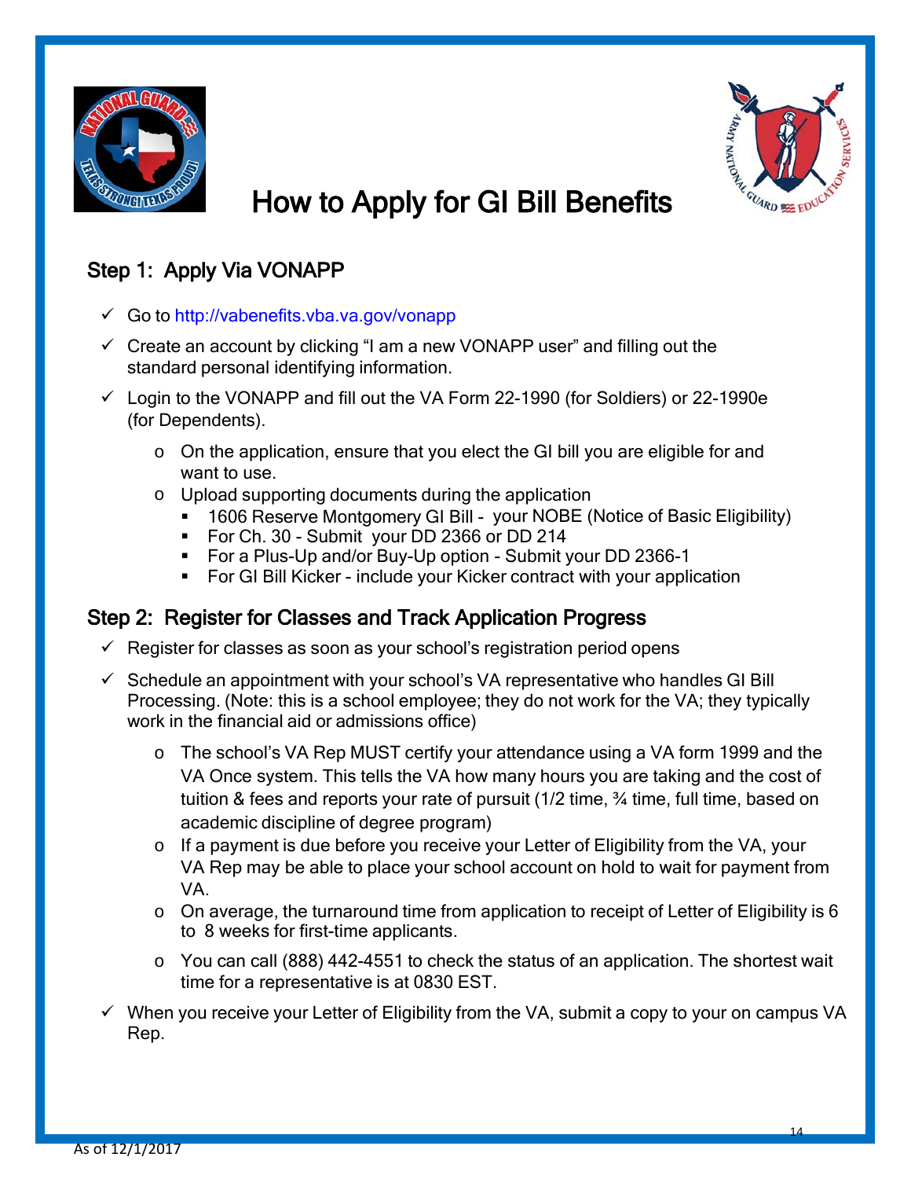# How to Apply for GI Bill Benefits

## Step 1: Apply Via VONAPP

- ✓ Go to http://vabenefits.vba.va.gov/vonapp
- ✓ Create an account by clicking "I am a new VONAPP user" and filling out the standard personal identifying information.
- ✓ Login to the VONAPP and fill out the VA Form 22-1990 (for Soldiers) or 22-1990e (for Dependents).
  - On the application, ensure that you elect the GI bill you are eligible for and want to use.
  - Upload supporting documents during the application
    - 1606 Reserve Montgomery GI Bill - your NOBE (Notice of Basic Eligibility)
    - For Ch. 30 - Submit your DD 2366 or DD 214
    - For a Plus-Up and/or Buy-Up option - Submit your DD 2366-1
    - For GI Bill Kicker - include your Kicker contract with your application

## Step 2: Register for Classes and Track Application Progress

- ✓ Register for classes as soon as your school's registration period opens
- ✓ Schedule an appointment with your school's VA representative who handles GI Bill Processing. (Note: this is a school employee; they do not work for the VA; they typically work in the financial aid or admissions office)
  - The school's VA Rep MUST certify your attendance using a VA form 1999 and the VA Once system. This tells the VA how many hours you are taking and the cost of tuition & fees and reports your rate of pursuit (1/2 time, ¾ time, full time, based on academic discipline of degree program)
  - If a payment is due before you receive your Letter of Eligibility from the VA, your VA Rep may be able to place your school account on hold to wait for payment from VA.
  - On average, the turnaround time from application to receipt of Letter of Eligibility is 6 to 8 weeks for first-time applicants.
  - You can call (888) 442-4551 to check the status of an application. The shortest wait time for a representative is at 0830 EST.
- ✓ When you receive your Letter of Eligibility from the VA, submit a copy to your on campus VA Rep.

As of 12/1/2017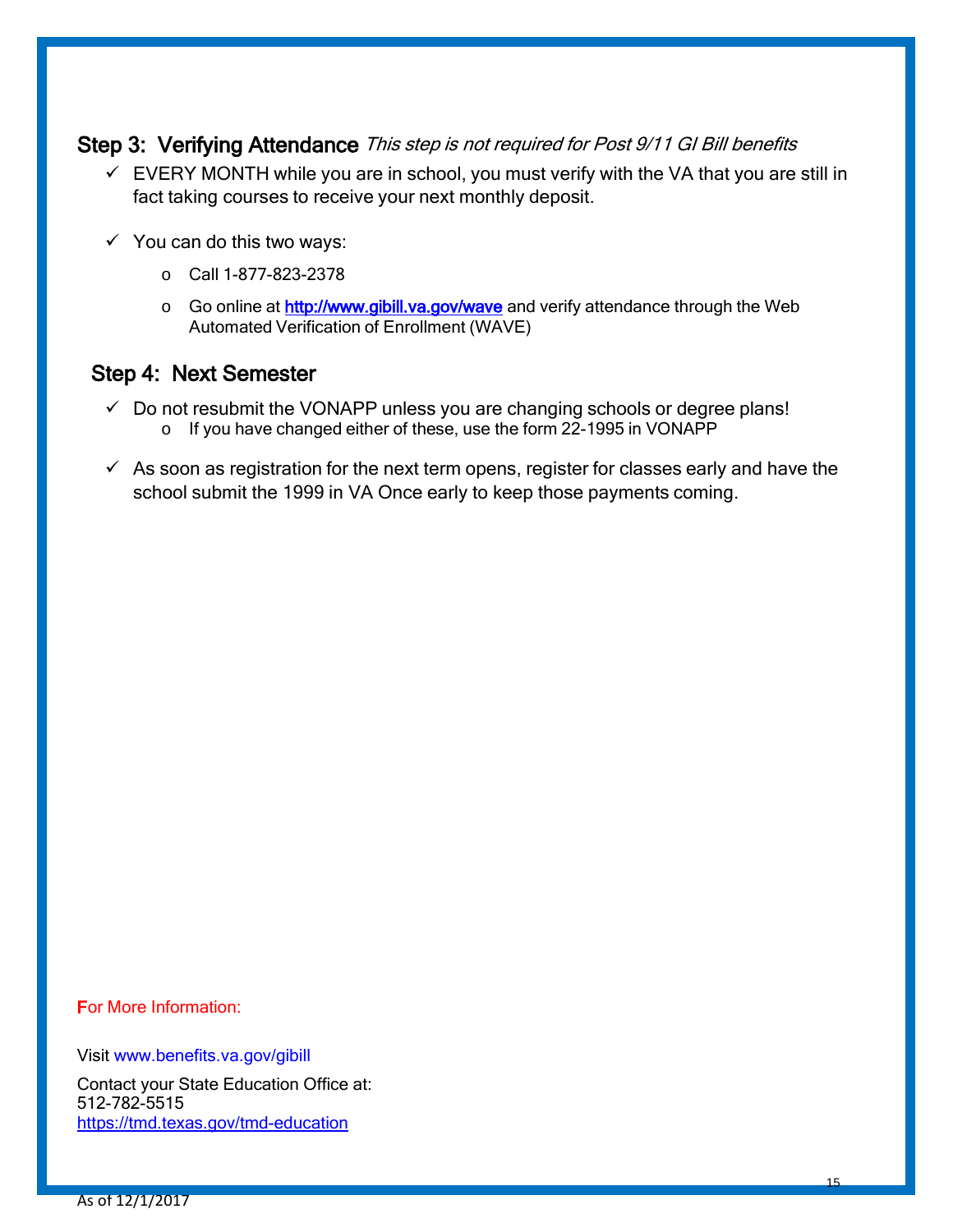## Step 3: Verifying Attendance *This step is not required for Post 9/11 GI Bill benefits*

- ✓ EVERY MONTH while you are in school, you must verify with the VA that you are still in fact taking courses to receive your next monthly deposit.
- ✓ You can do this two ways:
  - Call 1-877-823-2378
  - Go online at [http://www.gibill.va.gov/wave](http://www.gibill.va.gov/wave) and verify attendance through the Web Automated Verification of Enrollment (WAVE)

## Step 4: Next Semester

- ✓ Do not resubmit the VONAPP unless you are changing schools or degree plans!
  - If you have changed either of these, use the form 22-1995 in VONAPP
- ✓ As soon as registration for the next term opens, register for classes early and have the school submit the 1999 in VA Once early to keep those payments coming.

For More Information:

Visit www.benefits.va.gov/gibill

Contact your State Education Office at:
512-782-5515
[https://tmd.texas.gov/tmd-education](https://tmd.texas.gov/tmd-education)

As of 12/1/2017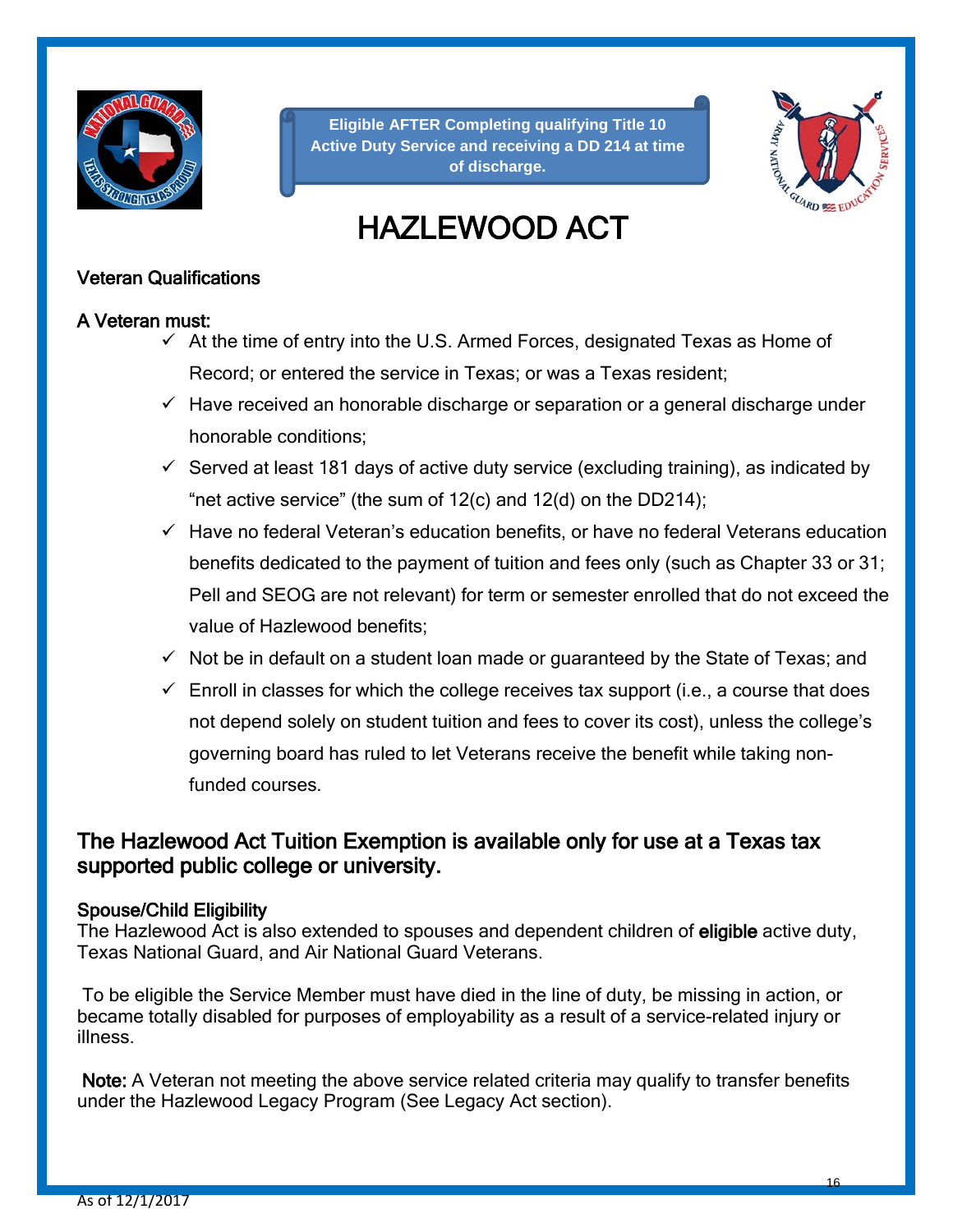**Eligible AFTER Completing qualifying Title 10 Active Duty Service and receiving a DD 214 at time of discharge.**

# HAZLEWOOD ACT

### Veteran Qualifications

**A Veteran must:**

- ✓ At the time of entry into the U.S. Armed Forces, designated Texas as Home of Record; or entered the service in Texas; or was a Texas resident;
- ✓ Have received an honorable discharge or separation or a general discharge under honorable conditions;
- ✓ Served at least 181 days of active duty service (excluding training), as indicated by "net active service" (the sum of 12(c) and 12(d) on the DD214);
- ✓ Have no federal Veteran's education benefits, or have no federal Veterans education benefits dedicated to the payment of tuition and fees only (such as Chapter 33 or 31; Pell and SEOG are not relevant) for term or semester enrolled that do not exceed the value of Hazlewood benefits;
- ✓ Not be in default on a student loan made or guaranteed by the State of Texas; and
- ✓ Enroll in classes for which the college receives tax support (i.e., a course that does not depend solely on student tuition and fees to cover its cost), unless the college's governing board has ruled to let Veterans receive the benefit while taking non-funded courses.

## The Hazlewood Act Tuition Exemption is available only for use at a Texas tax supported public college or university.

### Spouse/Child Eligibility

The Hazlewood Act is also extended to spouses and dependent children of **eligible** active duty, Texas National Guard, and Air National Guard Veterans.

To be eligible the Service Member must have died in the line of duty, be missing in action, or became totally disabled for purposes of employability as a result of a service-related injury or illness.

**Note:** A Veteran not meeting the above service related criteria may qualify to transfer benefits under the Hazlewood Legacy Program (See Legacy Act section).

As of 12/1/2017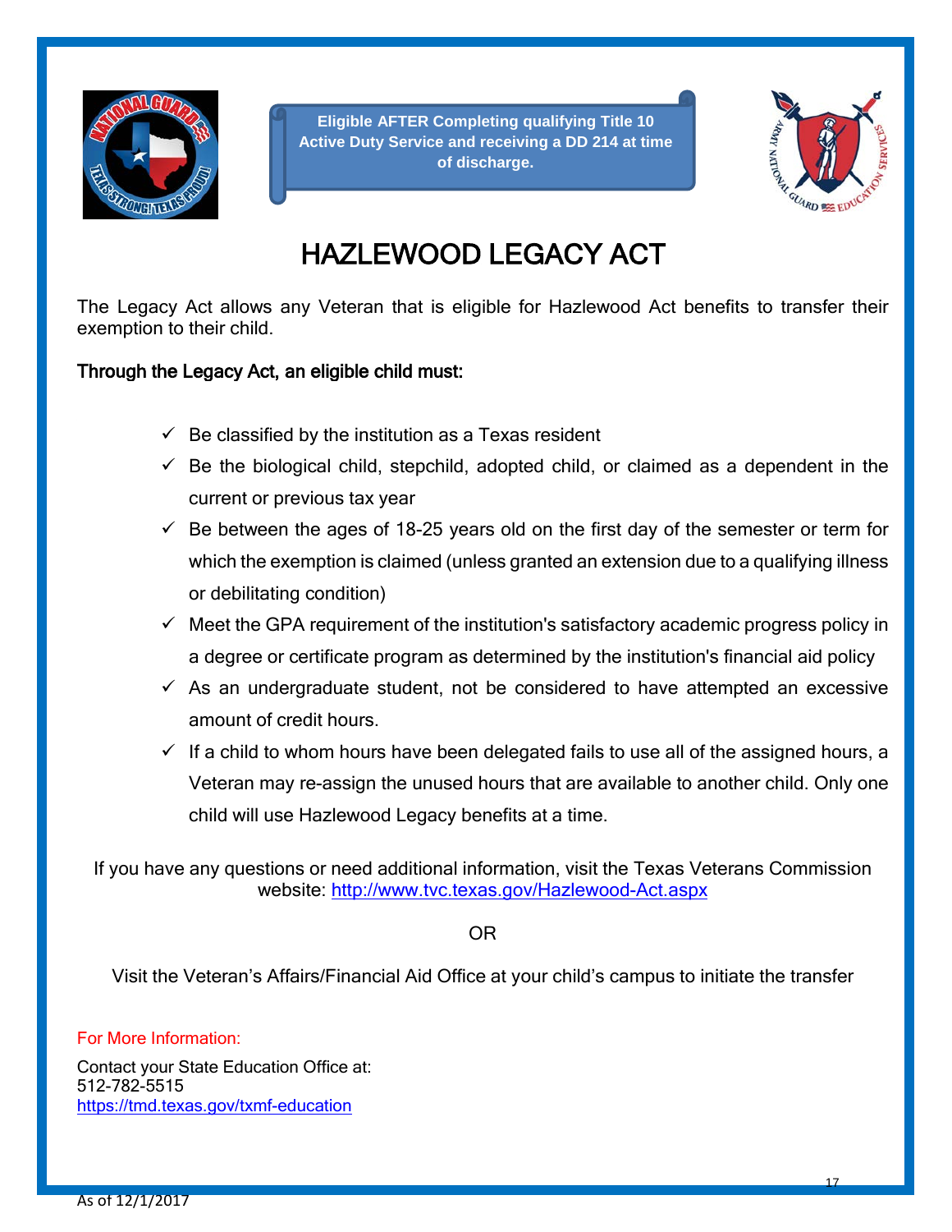**Eligible AFTER Completing qualifying Title 10 Active Duty Service and receiving a DD 214 at time of discharge.**

# HAZLEWOOD LEGACY ACT

The Legacy Act allows any Veteran that is eligible for Hazlewood Act benefits to transfer their exemption to their child.

**Through the Legacy Act, an eligible child must:**

- ✓ Be classified by the institution as a Texas resident
- ✓ Be the biological child, stepchild, adopted child, or claimed as a dependent in the current or previous tax year
- ✓ Be between the ages of 18-25 years old on the first day of the semester or term for which the exemption is claimed (unless granted an extension due to a qualifying illness or debilitating condition)
- ✓ Meet the GPA requirement of the institution's satisfactory academic progress policy in a degree or certificate program as determined by the institution's financial aid policy
- ✓ As an undergraduate student, not be considered to have attempted an excessive amount of credit hours.
- ✓ If a child to whom hours have been delegated fails to use all of the assigned hours, a Veteran may re-assign the unused hours that are available to another child. Only one child will use Hazlewood Legacy benefits at a time.

If you have any questions or need additional information, visit the Texas Veterans Commission website: http://www.tvc.texas.gov/Hazlewood-Act.aspx

OR

Visit the Veteran's Affairs/Financial Aid Office at your child's campus to initiate the transfer

For More Information:

Contact your State Education Office at:
512-782-5515
https://tmd.texas.gov/txmf-education

As of 12/1/2017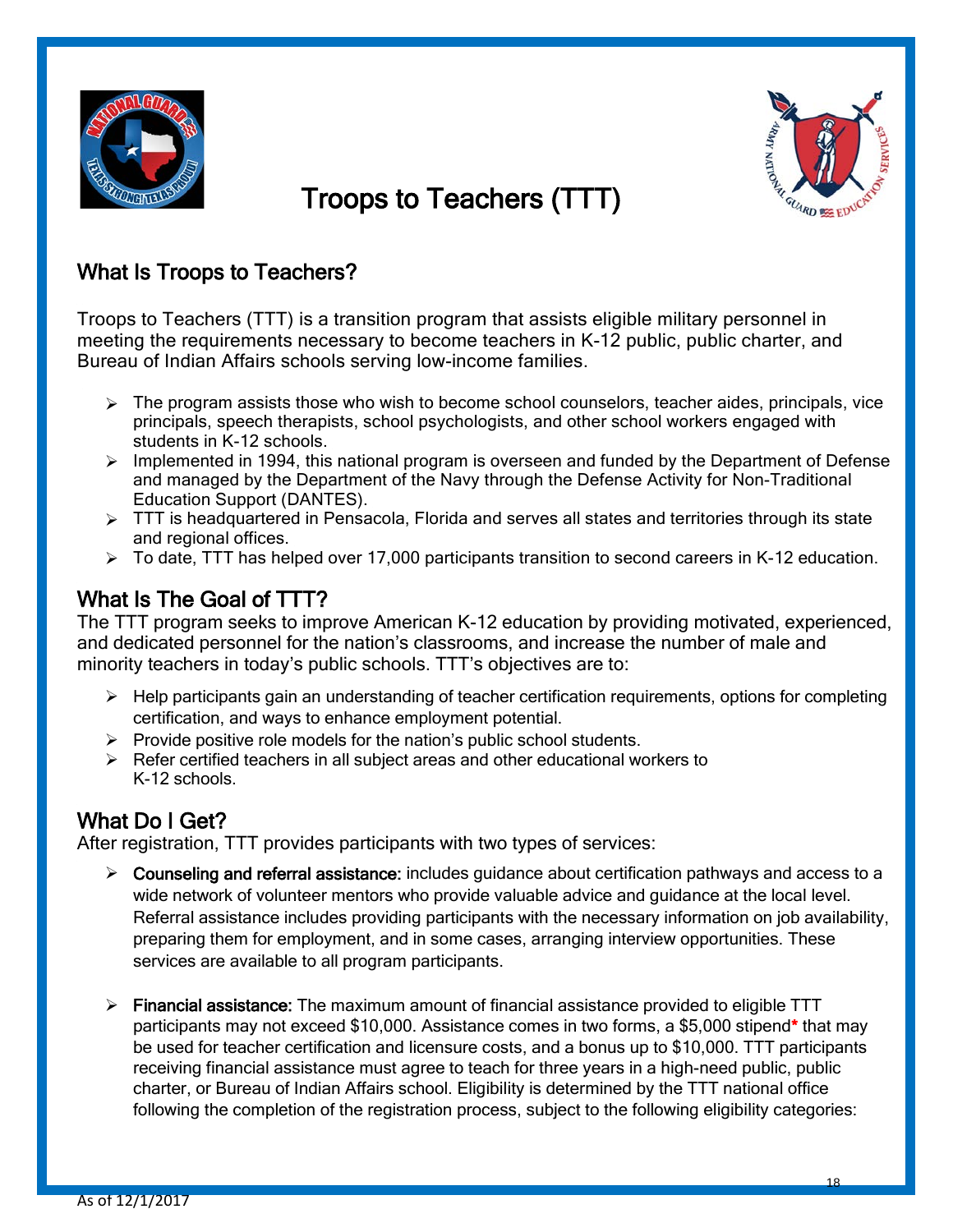# Troops to Teachers (TTT)

## What Is Troops to Teachers?

Troops to Teachers (TTT) is a transition program that assists eligible military personnel in meeting the requirements necessary to become teachers in K-12 public, public charter, and Bureau of Indian Affairs schools serving low-income families.

- The program assists those who wish to become school counselors, teacher aides, principals, vice principals, speech therapists, school psychologists, and other school workers engaged with students in K-12 schools.
- Implemented in 1994, this national program is overseen and funded by the Department of Defense and managed by the Department of the Navy through the Defense Activity for Non-Traditional Education Support (DANTES).
- TTT is headquartered in Pensacola, Florida and serves all states and territories through its state and regional offices.
- To date, TTT has helped over 17,000 participants transition to second careers in K-12 education.

## What Is The Goal of TTT?

The TTT program seeks to improve American K-12 education by providing motivated, experienced, and dedicated personnel for the nation's classrooms, and increase the number of male and minority teachers in today's public schools. TTT's objectives are to:

- Help participants gain an understanding of teacher certification requirements, options for completing certification, and ways to enhance employment potential.
- Provide positive role models for the nation's public school students.
- Refer certified teachers in all subject areas and other educational workers to K-12 schools.

## What Do I Get?

After registration, TTT provides participants with two types of services:

- **Counseling and referral assistance:** includes guidance about certification pathways and access to a wide network of volunteer mentors who provide valuable advice and guidance at the local level. Referral assistance includes providing participants with the necessary information on job availability, preparing them for employment, and in some cases, arranging interview opportunities. These services are available to all program participants.

- **Financial assistance:** The maximum amount of financial assistance provided to eligible TTT participants may not exceed $10,000. Assistance comes in two forms, a $5,000 stipend* that may be used for teacher certification and licensure costs, and a bonus up to $10,000. TTT participants receiving financial assistance must agree to teach for three years in a high-need public, public charter, or Bureau of Indian Affairs school. Eligibility is determined by the TTT national office following the completion of the registration process, subject to the following eligibility categories:

As of 12/1/2017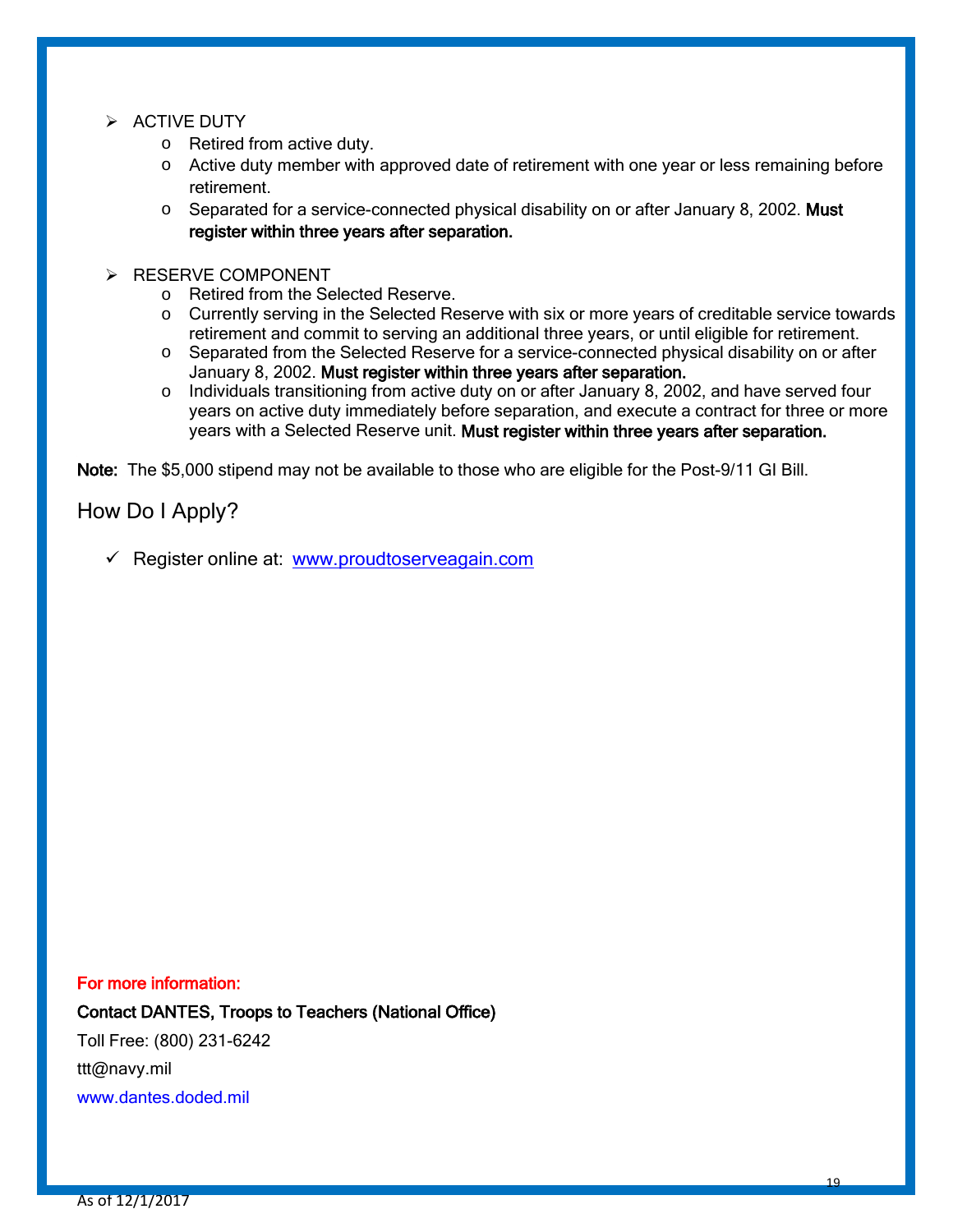- ACTIVE DUTY
  - Retired from active duty.
  - Active duty member with approved date of retirement with one year or less remaining before retirement.
  - Separated for a service-connected physical disability on or after January 8, 2002. **Must register within three years after separation.**

- RESERVE COMPONENT
  - Retired from the Selected Reserve.
  - Currently serving in the Selected Reserve with six or more years of creditable service towards retirement and commit to serving an additional three years, or until eligible for retirement.
  - Separated from the Selected Reserve for a service-connected physical disability on or after January 8, 2002. **Must register within three years after separation.**
  - Individuals transitioning from active duty on or after January 8, 2002, and have served four years on active duty immediately before separation, and execute a contract for three or more years with a Selected Reserve unit. **Must register within three years after separation.**

**Note:** The $5,000 stipend may not be available to those who are eligible for the Post-9/11 GI Bill.

## How Do I Apply?

- ✓ Register online at: www.proudtoserveagain.com

**For more information:**

**Contact DANTES, Troops to Teachers (National Office)**

Toll Free: (800) 231-6242

ttt@navy.mil

www.dantes.doded.mil

As of 12/1/2017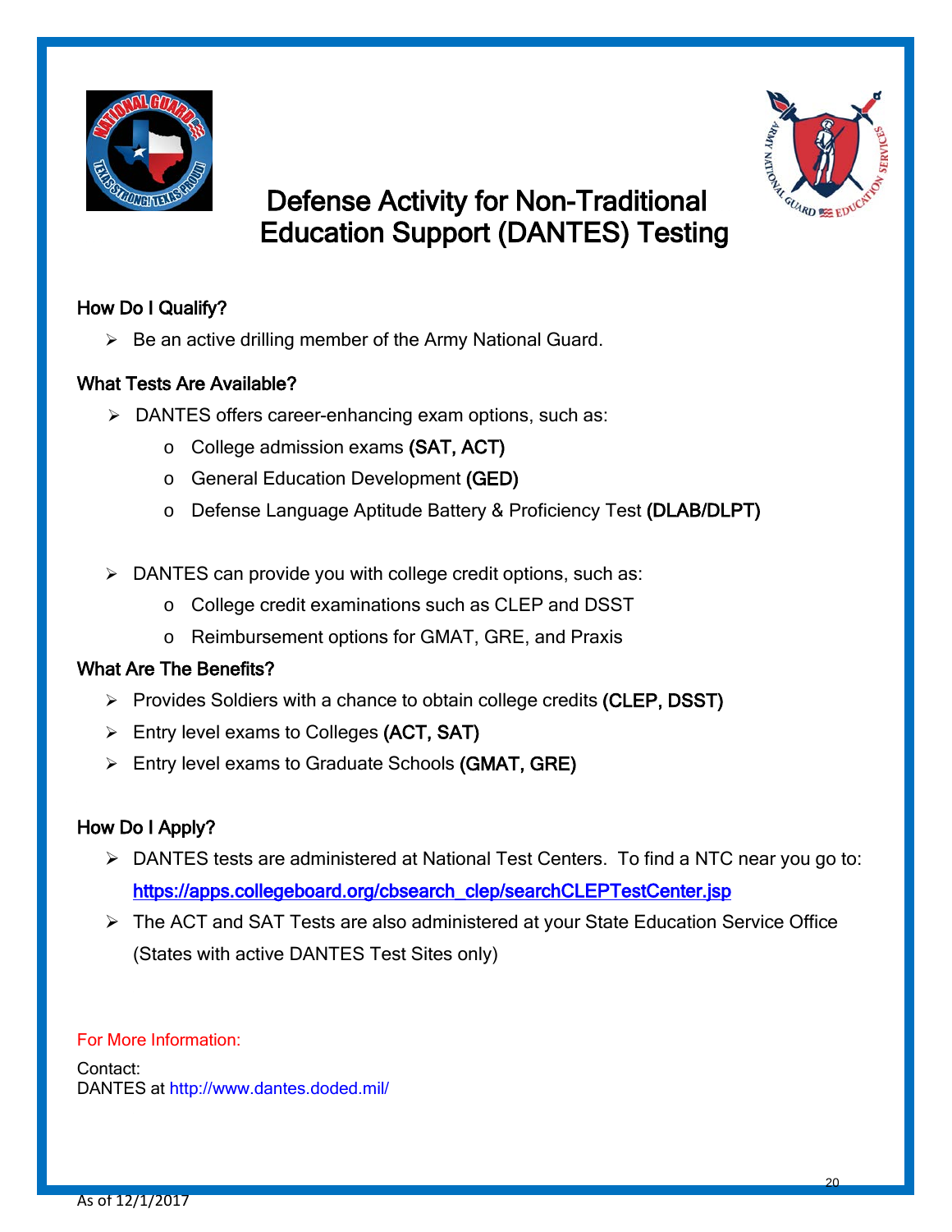# Defense Activity for Non-Traditional Education Support (DANTES) Testing

## How Do I Qualify?

- Be an active drilling member of the Army National Guard.

## What Tests Are Available?

- DANTES offers career-enhancing exam options, such as:
  - College admission exams **(SAT, ACT)**
  - General Education Development **(GED)**
  - Defense Language Aptitude Battery & Proficiency Test **(DLAB/DLPT)**

- DANTES can provide you with college credit options, such as:
  - College credit examinations such as CLEP and DSST
  - Reimbursement options for GMAT, GRE, and Praxis

## What Are The Benefits?

- Provides Soldiers with a chance to obtain college credits **(CLEP, DSST)**
- Entry level exams to Colleges **(ACT, SAT)**
- Entry level exams to Graduate Schools **(GMAT, GRE)**

## How Do I Apply?

- DANTES tests are administered at National Test Centers. To find a NTC near you go to: https://apps.collegeboard.org/cbsearch_clep/searchCLEPTestCenter.jsp
- The ACT and SAT Tests are also administered at your State Education Service Office (States with active DANTES Test Sites only)

For More Information:

Contact:
DANTES at http://www.dantes.doded.mil/

As of 12/1/2017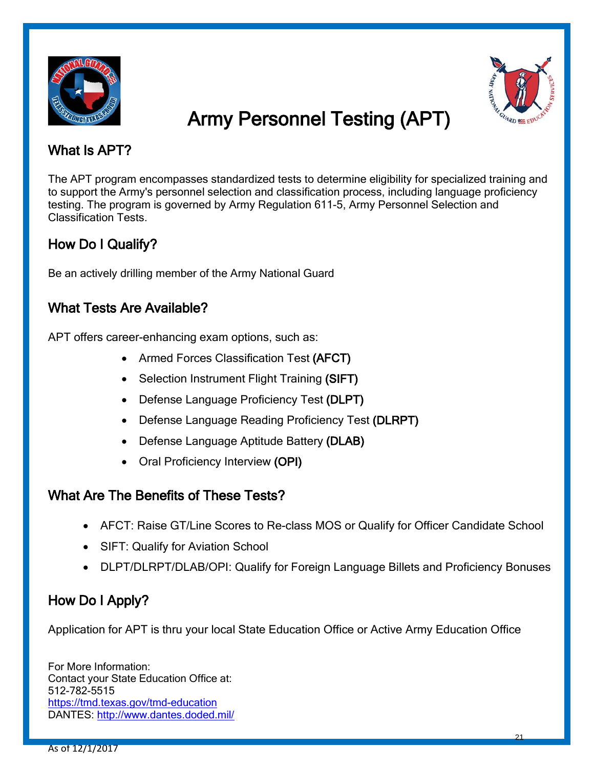# Army Personnel Testing (APT)

## What Is APT?

The APT program encompasses standardized tests to determine eligibility for specialized training and to support the Army's personnel selection and classification process, including language proficiency testing. The program is governed by Army Regulation 611-5, Army Personnel Selection and Classification Tests.

## How Do I Qualify?

Be an actively drilling member of the Army National Guard

## What Tests Are Available?

APT offers career-enhancing exam options, such as:

- Armed Forces Classification Test **(AFCT)**
- Selection Instrument Flight Training **(SIFT)**
- Defense Language Proficiency Test **(DLPT)**
- Defense Language Reading Proficiency Test **(DLRPT)**
- Defense Language Aptitude Battery **(DLAB)**
- Oral Proficiency Interview **(OPI)**

## What Are The Benefits of These Tests?

- AFCT: Raise GT/Line Scores to Re-class MOS or Qualify for Officer Candidate School
- SIFT: Qualify for Aviation School
- DLPT/DLRPT/DLAB/OPI: Qualify for Foreign Language Billets and Proficiency Bonuses

## How Do I Apply?

Application for APT is thru your local State Education Office or Active Army Education Office

For More Information:
Contact your State Education Office at:
512-782-5515
https://tmd.texas.gov/tmd-education
DANTES: http://www.dantes.doded.mil/

As of 12/1/2017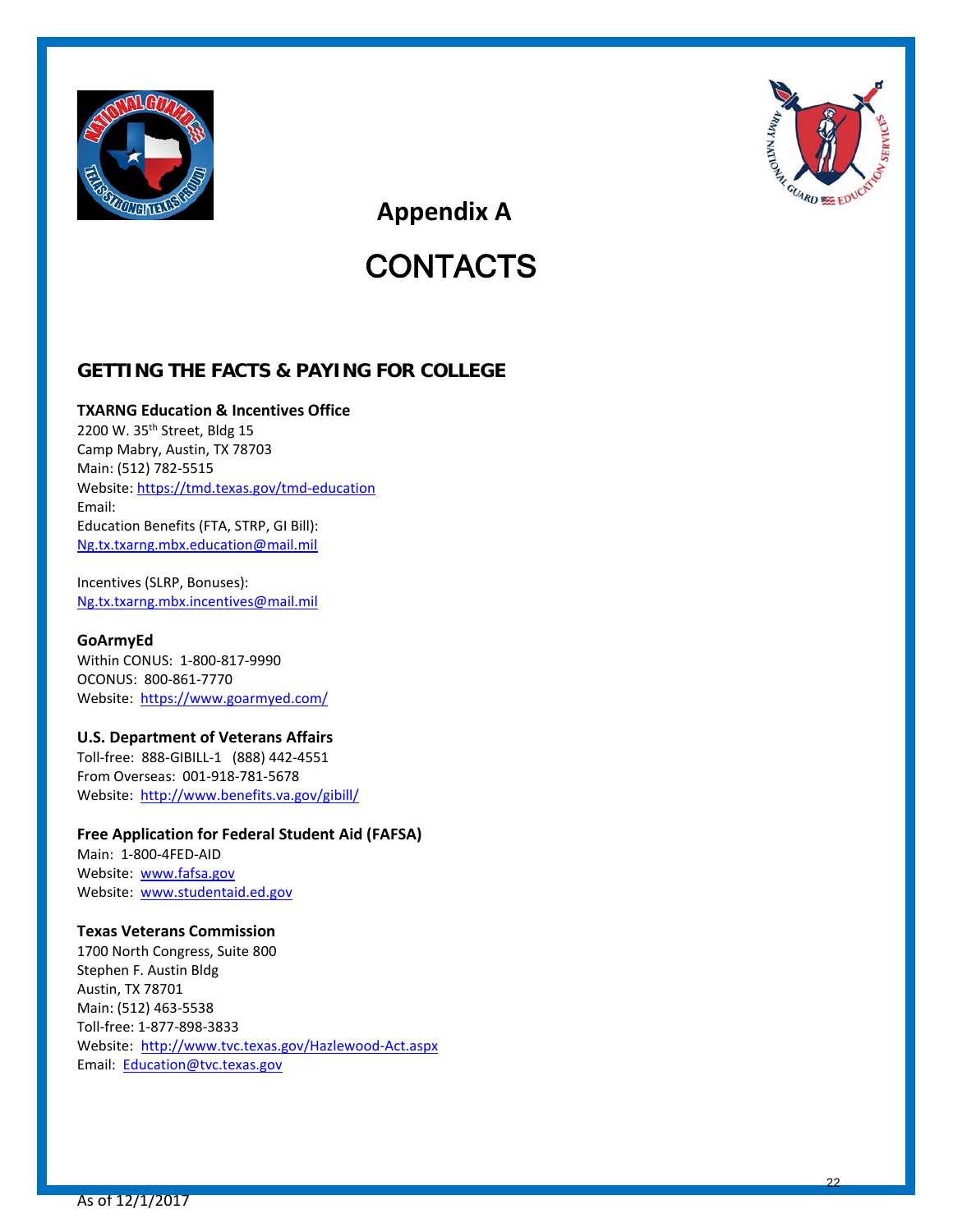# Appendix A

# CONTACTS

## GETTING THE FACTS & PAYING FOR COLLEGE

**TXARNG Education & Incentives Office**
2200 W. 35th Street, Bldg 15
Camp Mabry, Austin, TX 78703
Main: (512) 782-5515
Website: https://tmd.texas.gov/tmd-education
Email:
Education Benefits (FTA, STRP, GI Bill):
Ng.tx.txarng.mbx.education@mail.mil

Incentives (SLRP, Bonuses):
Ng.tx.txarng.mbx.incentives@mail.mil

**GoArmyEd**
Within CONUS: 1-800-817-9990
OCONUS: 800-861-7770
Website: https://www.goarmyed.com/

**U.S. Department of Veterans Affairs**
Toll-free: 888-GIBILL-1 (888) 442-4551
From Overseas: 001-918-781-5678
Website: http://www.benefits.va.gov/gibill/

**Free Application for Federal Student Aid (FAFSA)**
Main: 1-800-4FED-AID
Website: www.fafsa.gov
Website: www.studentaid.ed.gov

**Texas Veterans Commission**
1700 North Congress, Suite 800
Stephen F. Austin Bldg
Austin, TX 78701
Main: (512) 463-5538
Toll-free: 1-877-898-3833
Website: http://www.tvc.texas.gov/Hazlewood-Act.aspx
Email: Education@tvc.texas.gov

As of 12/1/2017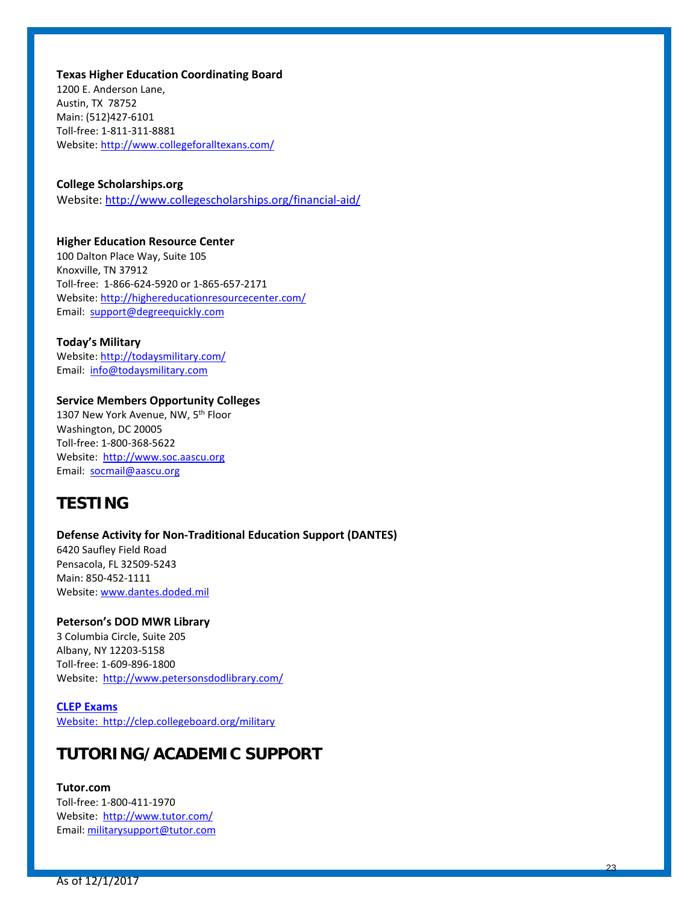**Texas Higher Education Coordinating Board**
1200 E. Anderson Lane,
Austin, TX 78752
Main: (512)427-6101
Toll-free: 1-811-311-8881
Website: http://www.collegeforalltexans.com/

**College Scholarships.org**
Website: http://www.collegescholarships.org/financial-aid/

**Higher Education Resource Center**
100 Dalton Place Way, Suite 105
Knoxville, TN 37912
Toll-free: 1-866-624-5920 or 1-865-657-2171
Website: http://highereducationresourcecenter.com/
Email: support@degreequickly.com

**Today's Military**
Website: http://todaysmilitary.com/
Email: info@todaysmilitary.com

**Service Members Opportunity Colleges**
1307 New York Avenue, NW, 5th Floor
Washington, DC 20005
Toll-free: 1-800-368-5622
Website: http://www.soc.aascu.org
Email: socmail@aascu.org

## TESTING

**Defense Activity for Non-Traditional Education Support (DANTES)**
6420 Saufley Field Road
Pensacola, FL 32509-5243
Main: 850-452-1111
Website: www.dantes.doded.mil

**Peterson's DOD MWR Library**
3 Columbia Circle, Suite 205
Albany, NY 12203-5158
Toll-free: 1-609-896-1800
Website: http://www.petersonsdodlibrary.com/

**CLEP Exams**
Website: http://clep.collegeboard.org/military

## TUTORING/ACADEMIC SUPPORT

**Tutor.com**
Toll-free: 1-800-411-1970
Website: http://www.tutor.com/
Email: militarysupport@tutor.com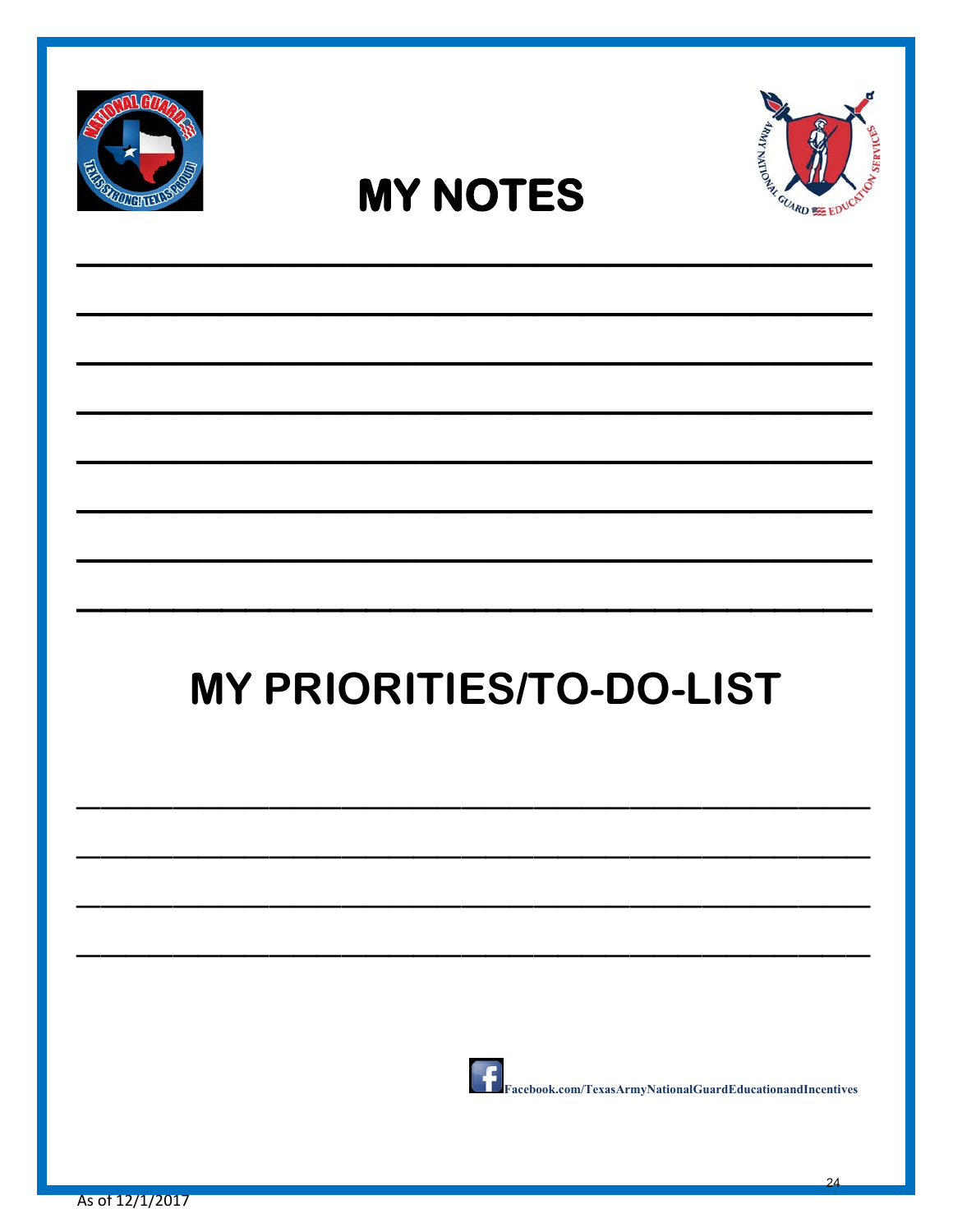# MY NOTES

________________________________________

________________________________________

________________________________________

________________________________________

________________________________________

________________________________________

________________________________________

________________________________________

# MY PRIORITIES/TO-DO-LIST

________________________________________

________________________________________

________________________________________

________________________________________

Facebook.com/TexasArmyNationalGuardEducationandIncentives

As of 12/1/2017